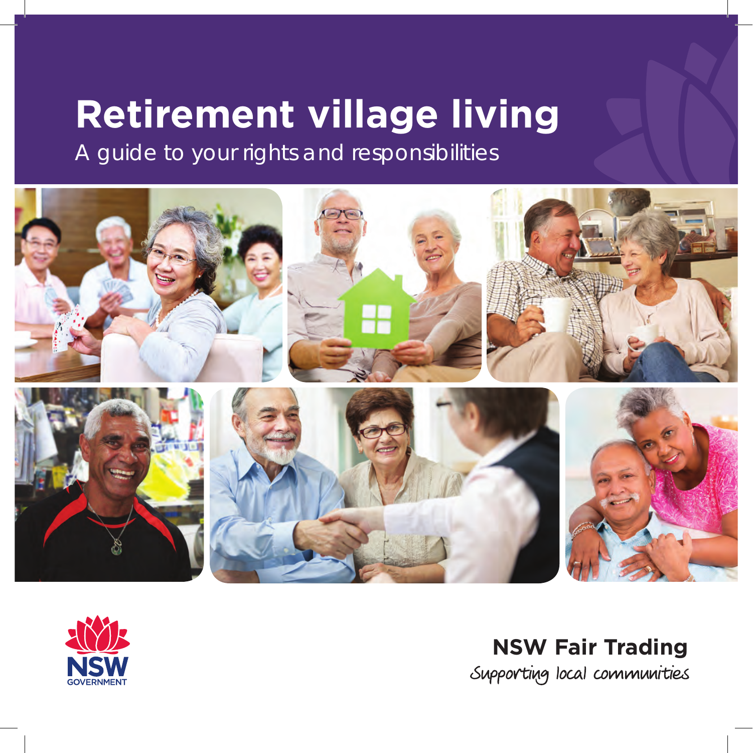# Retirement village living

## A guide to your rights and responsibilities

NSW GOVERNMENT

**NSW Fair Trading**

*Supporting local communities*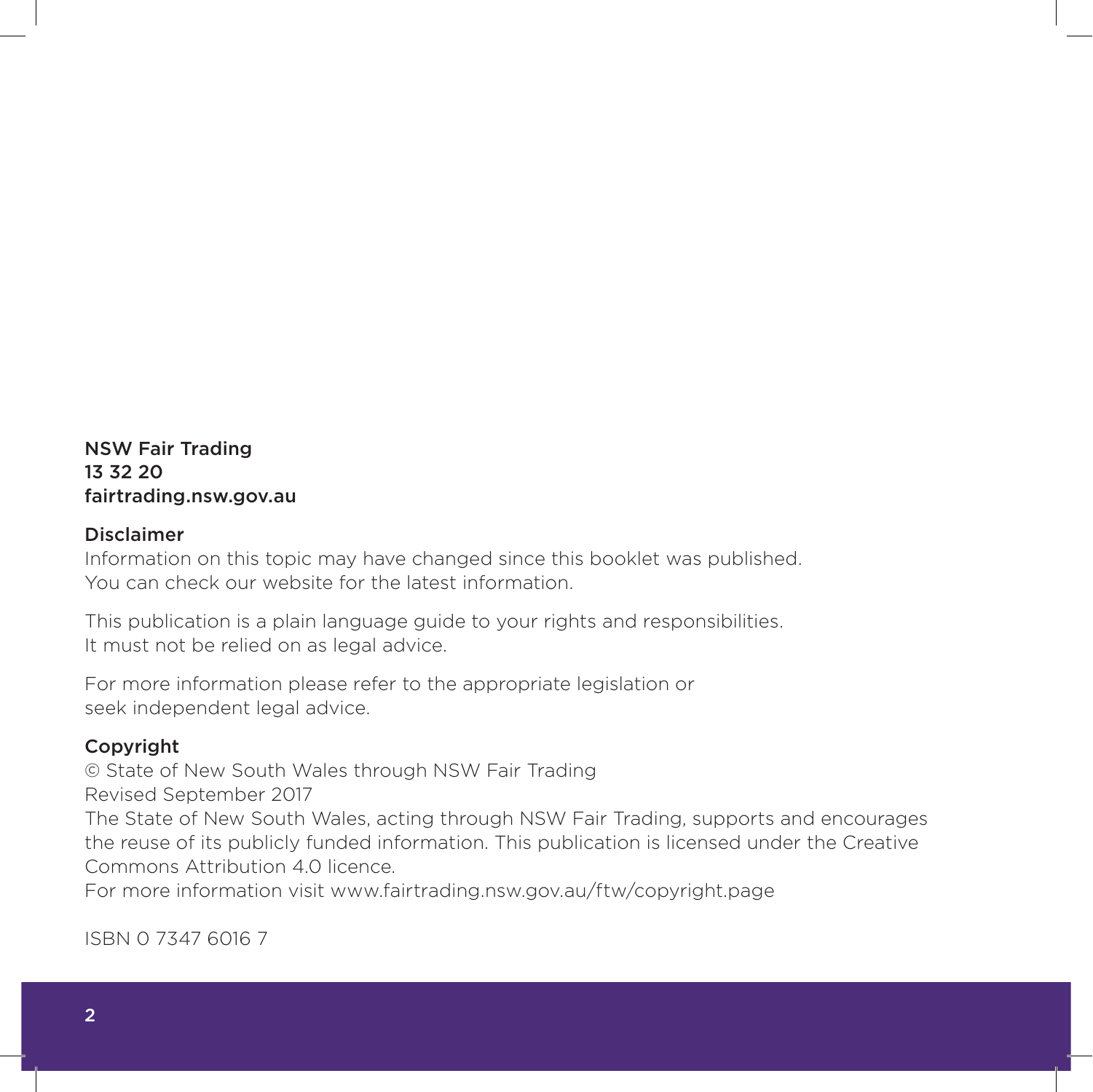**NSW Fair Trading**
**13 32 20**
**fairtrading.nsw.gov.au**

**Disclaimer**

Information on this topic may have changed since this booklet was published. You can check our website for the latest information.

This publication is a plain language guide to your rights and responsibilities. It must not be relied on as legal advice.

For more information please refer to the appropriate legislation or seek independent legal advice.

**Copyright**

© State of New South Wales through NSW Fair Trading
Revised September 2017
The State of New South Wales, acting through NSW Fair Trading, supports and encourages the reuse of its publicly funded information. This publication is licensed under the Creative Commons Attribution 4.0 licence.
For more information visit www.fairtrading.nsw.gov.au/ftw/copyright.page

ISBN 0 7347 6016 7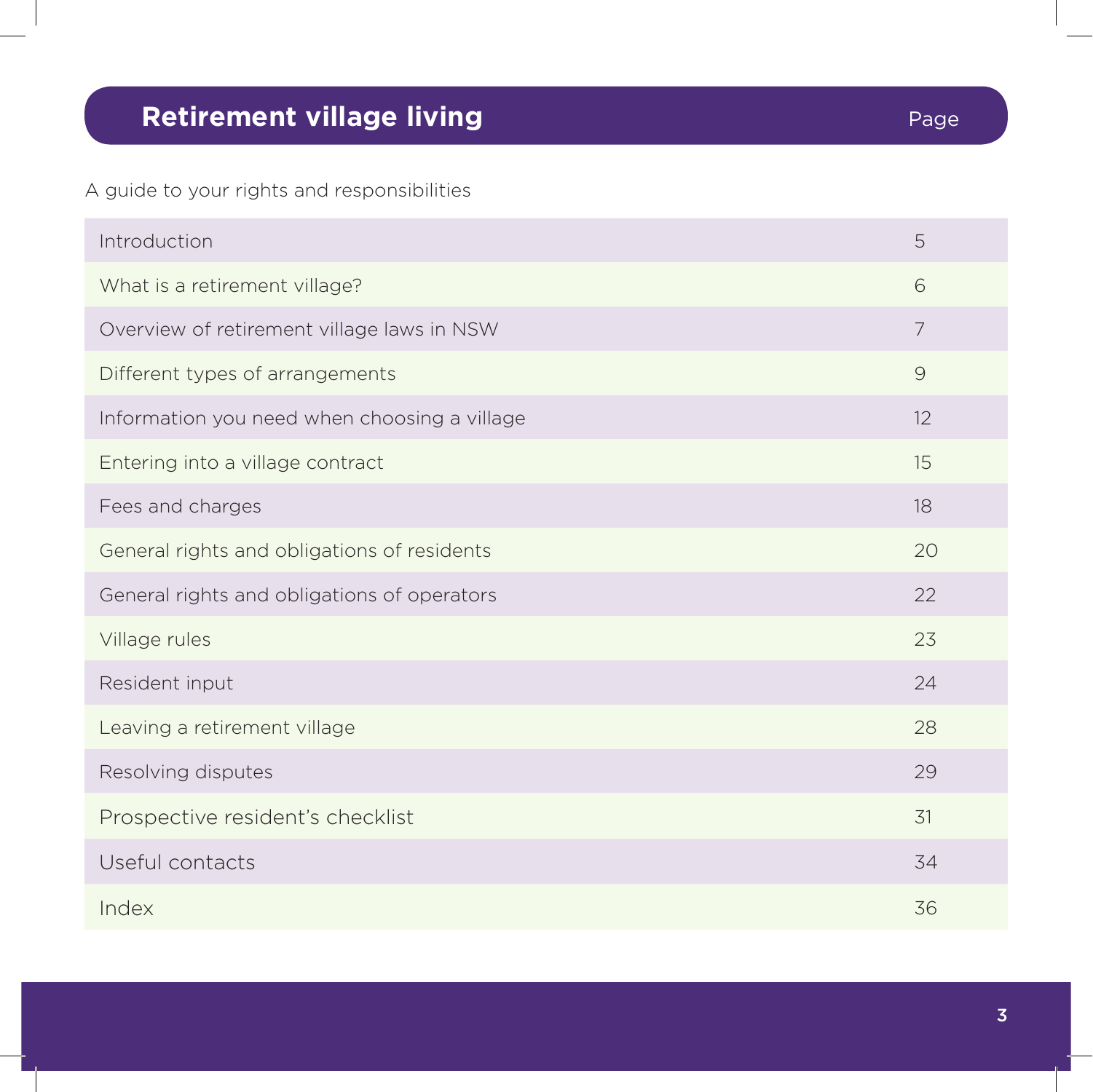# Retirement village living

A guide to your rights and responsibilities

| | Page |
|---|---|
| Introduction | 5 |
| What is a retirement village? | 6 |
| Overview of retirement village laws in NSW | 7 |
| Different types of arrangements | 9 |
| Information you need when choosing a village | 12 |
| Entering into a village contract | 15 |
| Fees and charges | 18 |
| General rights and obligations of residents | 20 |
| General rights and obligations of operators | 22 |
| Village rules | 23 |
| Resident input | 24 |
| Leaving a retirement village | 28 |
| Resolving disputes | 29 |
| Prospective resident's checklist | 31 |
| Useful contacts | 34 |
| Index | 36 |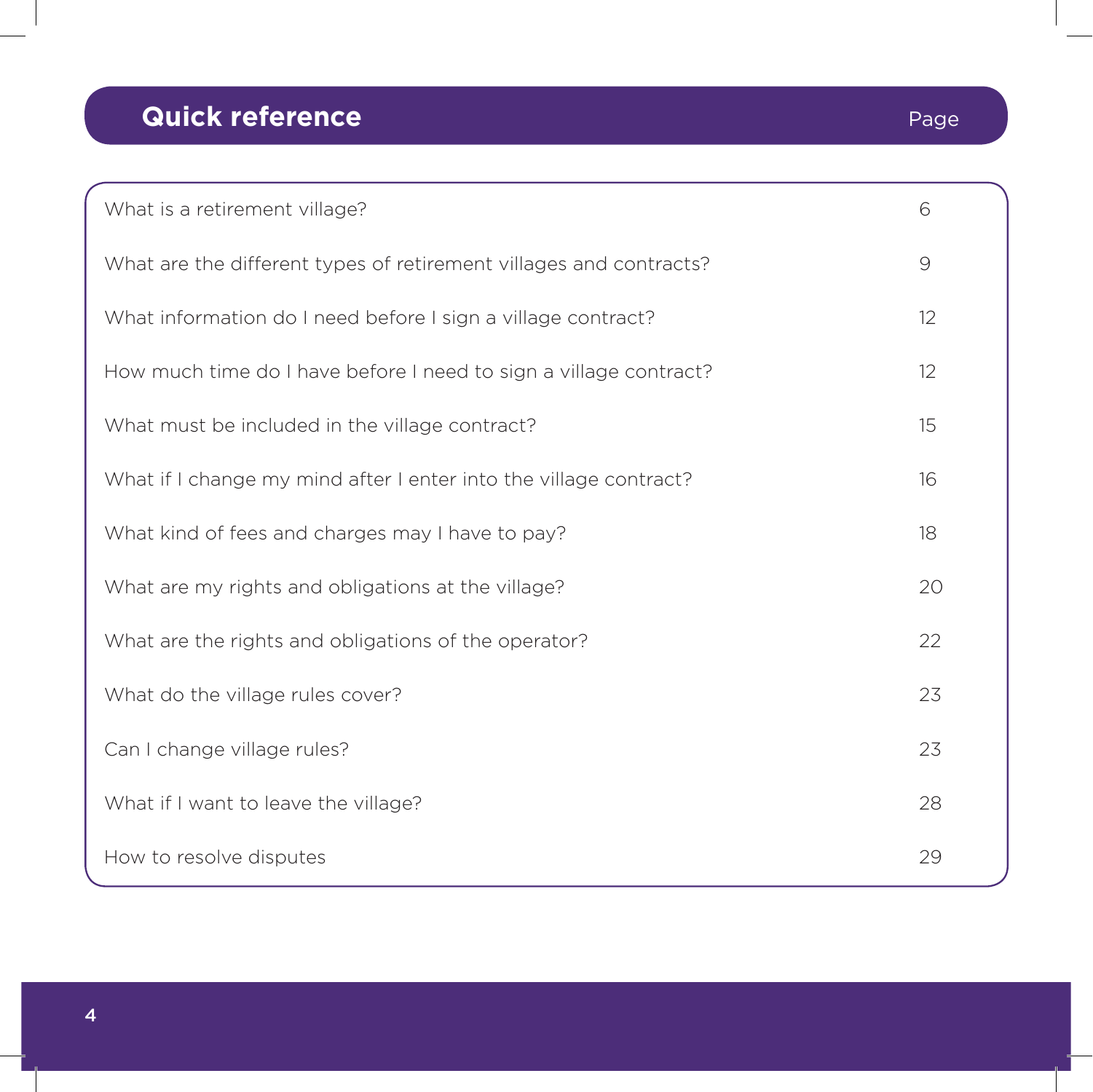## Quick reference

| | Page |
|---|---|
| What is a retirement village? | 6 |
| What are the different types of retirement villages and contracts? | 9 |
| What information do I need before I sign a village contract? | 12 |
| How much time do I have before I need to sign a village contract? | 12 |
| What must be included in the village contract? | 15 |
| What if I change my mind after I enter into the village contract? | 16 |
| What kind of fees and charges may I have to pay? | 18 |
| What are my rights and obligations at the village? | 20 |
| What are the rights and obligations of the operator? | 22 |
| What do the village rules cover? | 23 |
| Can I change village rules? | 23 |
| What if I want to leave the village? | 28 |
| How to resolve disputes | 29 |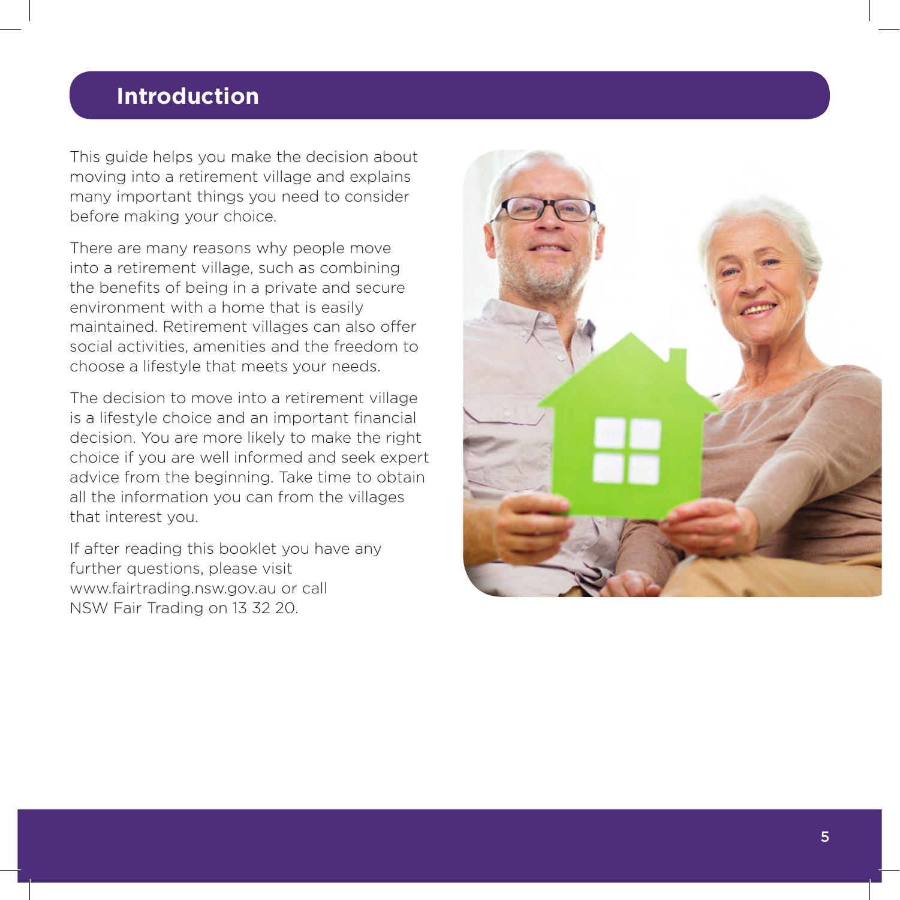# Introduction

This guide helps you make the decision about moving into a retirement village and explains many important things you need to consider before making your choice.

There are many reasons why people move into a retirement village, such as combining the benefits of being in a private and secure environment with a home that is easily maintained. Retirement villages can also offer social activities, amenities and the freedom to choose a lifestyle that meets your needs.

The decision to move into a retirement village is a lifestyle choice and an important financial decision. You are more likely to make the right choice if you are well informed and seek expert advice from the beginning. Take time to obtain all the information you can from the villages that interest you.

If after reading this booklet you have any further questions, please visit www.fairtrading.nsw.gov.au or call NSW Fair Trading on 13 32 20.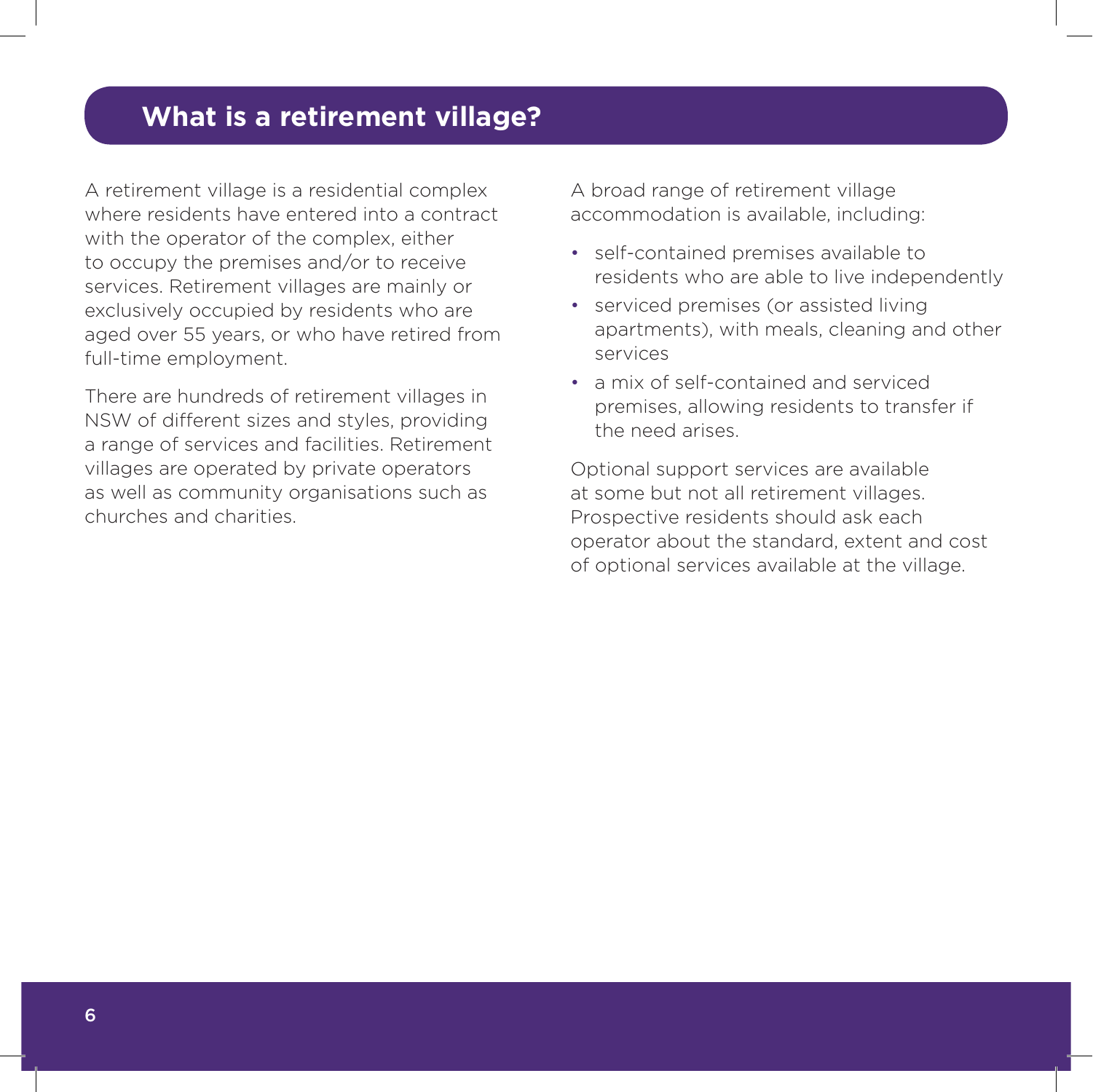# What is a retirement village?

A retirement village is a residential complex where residents have entered into a contract with the operator of the complex, either to occupy the premises and/or to receive services. Retirement villages are mainly or exclusively occupied by residents who are aged over 55 years, or who have retired from full-time employment.

There are hundreds of retirement villages in NSW of different sizes and styles, providing a range of services and facilities. Retirement villages are operated by private operators as well as community organisations such as churches and charities.

A broad range of retirement village accommodation is available, including:

- self-contained premises available to residents who are able to live independently
- serviced premises (or assisted living apartments), with meals, cleaning and other services
- a mix of self-contained and serviced premises, allowing residents to transfer if the need arises.

Optional support services are available at some but not all retirement villages. Prospective residents should ask each operator about the standard, extent and cost of optional services available at the village.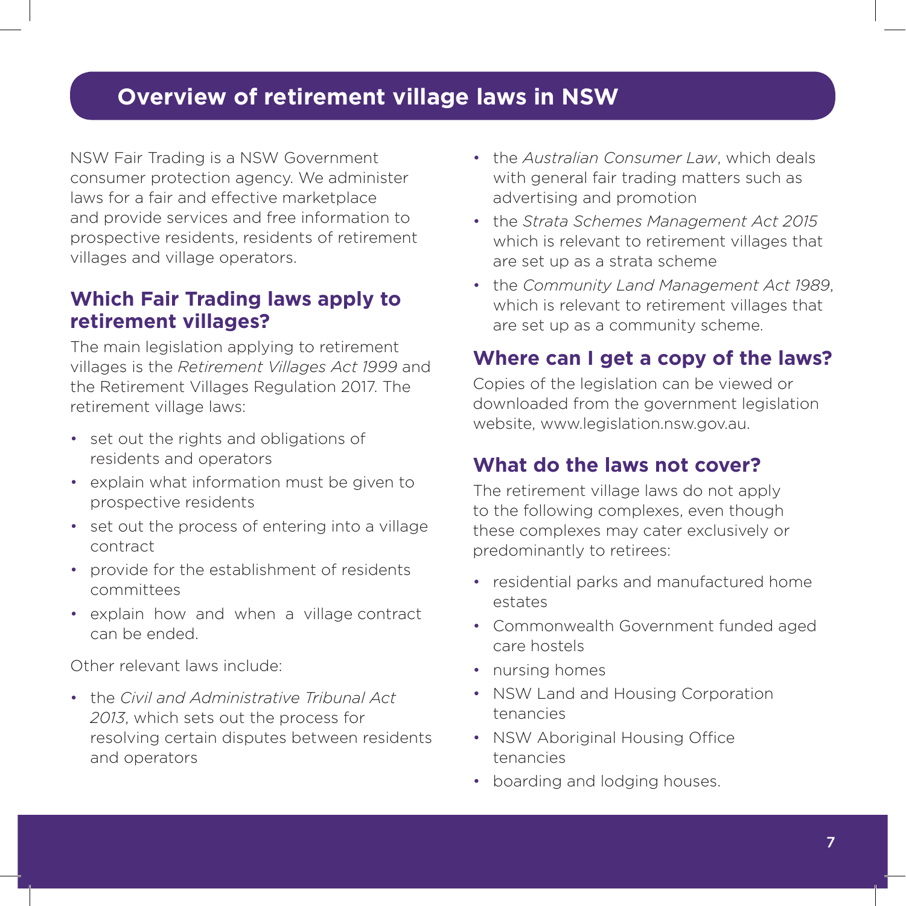## Overview of retirement village laws in NSW

NSW Fair Trading is a NSW Government consumer protection agency. We administer laws for a fair and effective marketplace and provide services and free information to prospective residents, residents of retirement villages and village operators.

### Which Fair Trading laws apply to retirement villages?

The main legislation applying to retirement villages is the *Retirement Villages Act 1999* and the Retirement Villages Regulation 2017. The retirement village laws:

- set out the rights and obligations of residents and operators
- explain what information must be given to prospective residents
- set out the process of entering into a village contract
- provide for the establishment of residents committees
- explain how and when a village contract can be ended.

Other relevant laws include:

- the *Civil and Administrative Tribunal Act 2013*, which sets out the process for resolving certain disputes between residents and operators
- the *Australian Consumer Law*, which deals with general fair trading matters such as advertising and promotion
- the *Strata Schemes Management Act 2015* which is relevant to retirement villages that are set up as a strata scheme
- the *Community Land Management Act 1989*, which is relevant to retirement villages that are set up as a community scheme.

### Where can I get a copy of the laws?

Copies of the legislation can be viewed or downloaded from the government legislation website, www.legislation.nsw.gov.au.

### What do the laws not cover?

The retirement village laws do not apply to the following complexes, even though these complexes may cater exclusively or predominantly to retirees:

- residential parks and manufactured home estates
- Commonwealth Government funded aged care hostels
- nursing homes
- NSW Land and Housing Corporation tenancies
- NSW Aboriginal Housing Office tenancies
- boarding and lodging houses.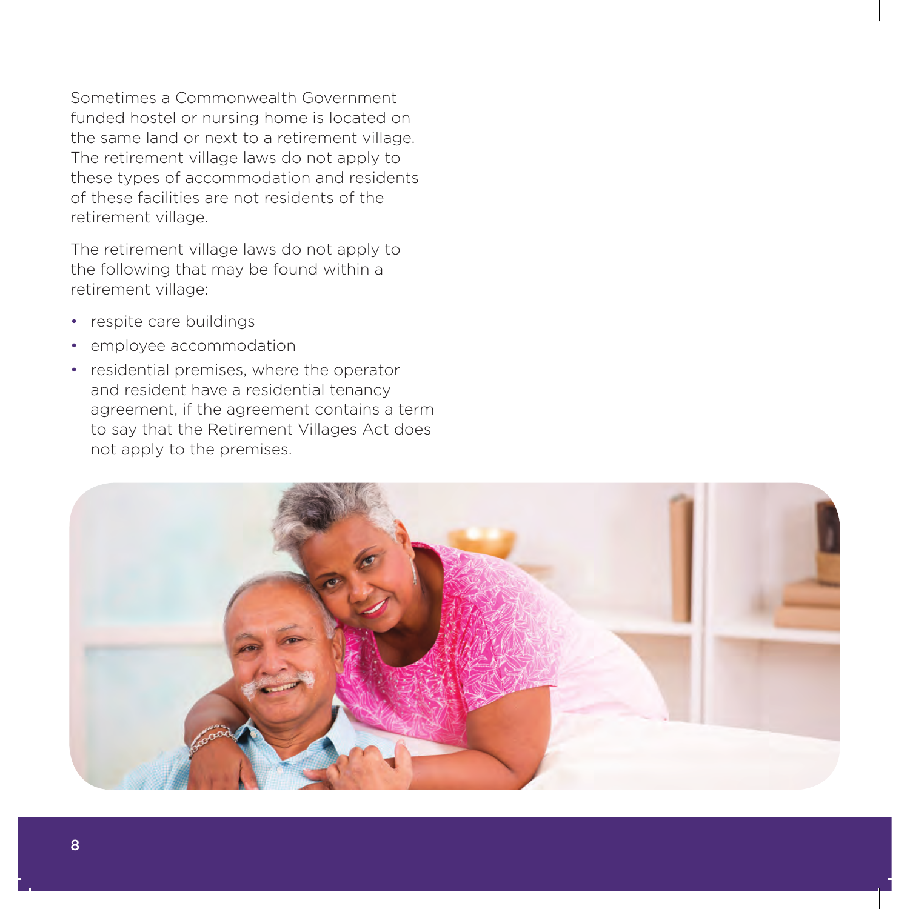Sometimes a Commonwealth Government funded hostel or nursing home is located on the same land or next to a retirement village. The retirement village laws do not apply to these types of accommodation and residents of these facilities are not residents of the retirement village.

The retirement village laws do not apply to the following that may be found within a retirement village:

- respite care buildings
- employee accommodation
- residential premises, where the operator and resident have a residential tenancy agreement, if the agreement contains a term to say that the Retirement Villages Act does not apply to the premises.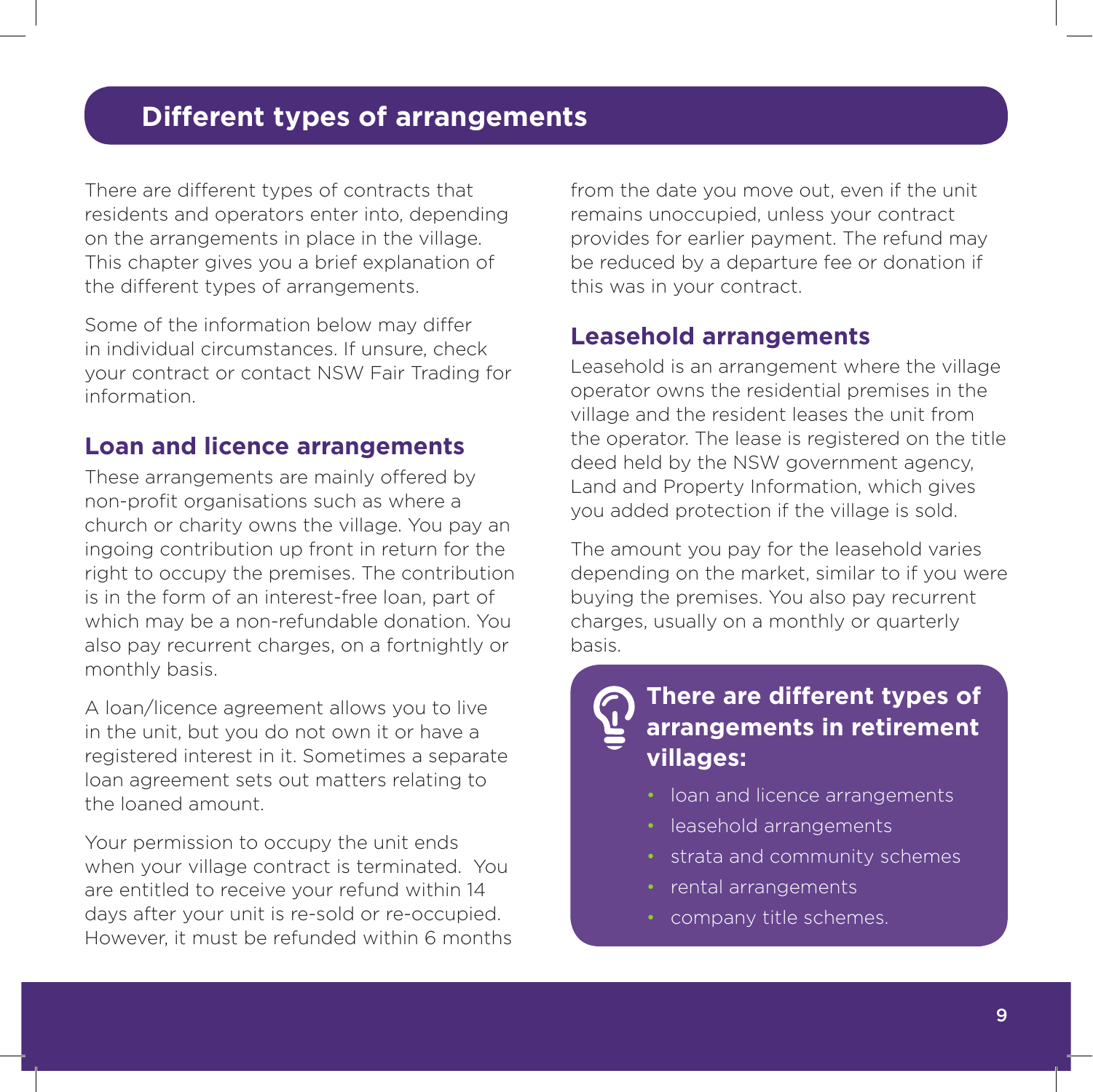## Different types of arrangements

There are different types of contracts that residents and operators enter into, depending on the arrangements in place in the village. This chapter gives you a brief explanation of the different types of arrangements.

Some of the information below may differ in individual circumstances. If unsure, check your contract or contact NSW Fair Trading for information.

### Loan and licence arrangements

These arrangements are mainly offered by non-profit organisations such as where a church or charity owns the village. You pay an ingoing contribution up front in return for the right to occupy the premises. The contribution is in the form of an interest-free loan, part of which may be a non-refundable donation. You also pay recurrent charges, on a fortnightly or monthly basis.

A loan/licence agreement allows you to live in the unit, but you do not own it or have a registered interest in it. Sometimes a separate loan agreement sets out matters relating to the loaned amount.

Your permission to occupy the unit ends when your village contract is terminated. You are entitled to receive your refund within 14 days after your unit is re-sold or re-occupied. However, it must be refunded within 6 months from the date you move out, even if the unit remains unoccupied, unless your contract provides for earlier payment. The refund may be reduced by a departure fee or donation if this was in your contract.

### Leasehold arrangements

Leasehold is an arrangement where the village operator owns the residential premises in the village and the resident leases the unit from the operator. The lease is registered on the title deed held by the NSW government agency, Land and Property Information, which gives you added protection if the village is sold.

The amount you pay for the leasehold varies depending on the market, similar to if you were buying the premises. You also pay recurrent charges, usually on a monthly or quarterly basis.

**There are different types of arrangements in retirement villages:**

- loan and licence arrangements
- leasehold arrangements
- strata and community schemes
- rental arrangements
- company title schemes.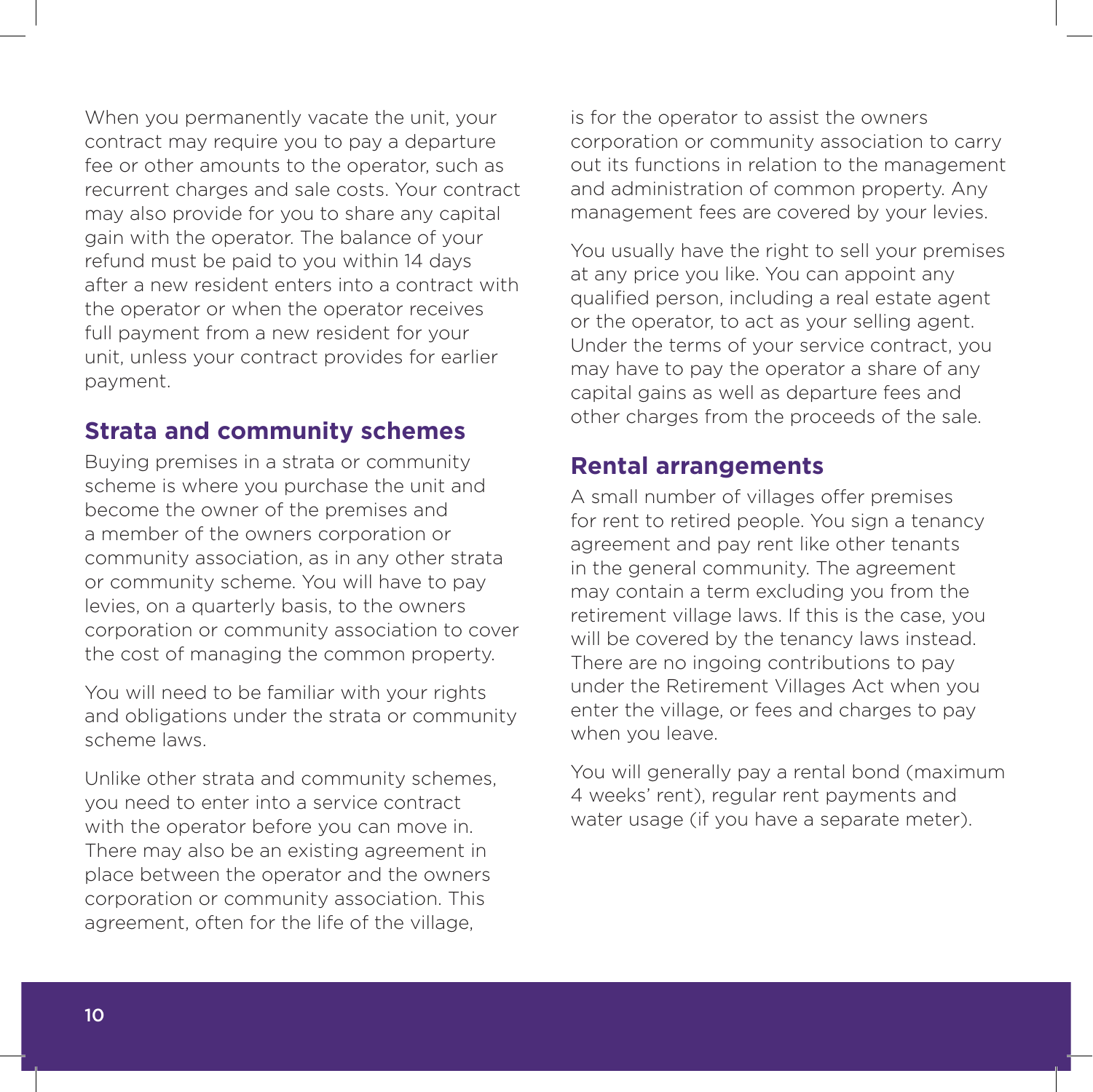When you permanently vacate the unit, your contract may require you to pay a departure fee or other amounts to the operator, such as recurrent charges and sale costs. Your contract may also provide for you to share any capital gain with the operator. The balance of your refund must be paid to you within 14 days after a new resident enters into a contract with the operator or when the operator receives full payment from a new resident for your unit, unless your contract provides for earlier payment.

## Strata and community schemes

Buying premises in a strata or community scheme is where you purchase the unit and become the owner of the premises and a member of the owners corporation or community association, as in any other strata or community scheme. You will have to pay levies, on a quarterly basis, to the owners corporation or community association to cover the cost of managing the common property.

You will need to be familiar with your rights and obligations under the strata or community scheme laws.

Unlike other strata and community schemes, you need to enter into a service contract with the operator before you can move in. There may also be an existing agreement in place between the operator and the owners corporation or community association. This agreement, often for the life of the village, is for the operator to assist the owners corporation or community association to carry out its functions in relation to the management and administration of common property. Any management fees are covered by your levies.

You usually have the right to sell your premises at any price you like. You can appoint any qualified person, including a real estate agent or the operator, to act as your selling agent. Under the terms of your service contract, you may have to pay the operator a share of any capital gains as well as departure fees and other charges from the proceeds of the sale.

## Rental arrangements

A small number of villages offer premises for rent to retired people. You sign a tenancy agreement and pay rent like other tenants in the general community. The agreement may contain a term excluding you from the retirement village laws. If this is the case, you will be covered by the tenancy laws instead. There are no ingoing contributions to pay under the Retirement Villages Act when you enter the village, or fees and charges to pay when you leave.

You will generally pay a rental bond (maximum 4 weeks' rent), regular rent payments and water usage (if you have a separate meter).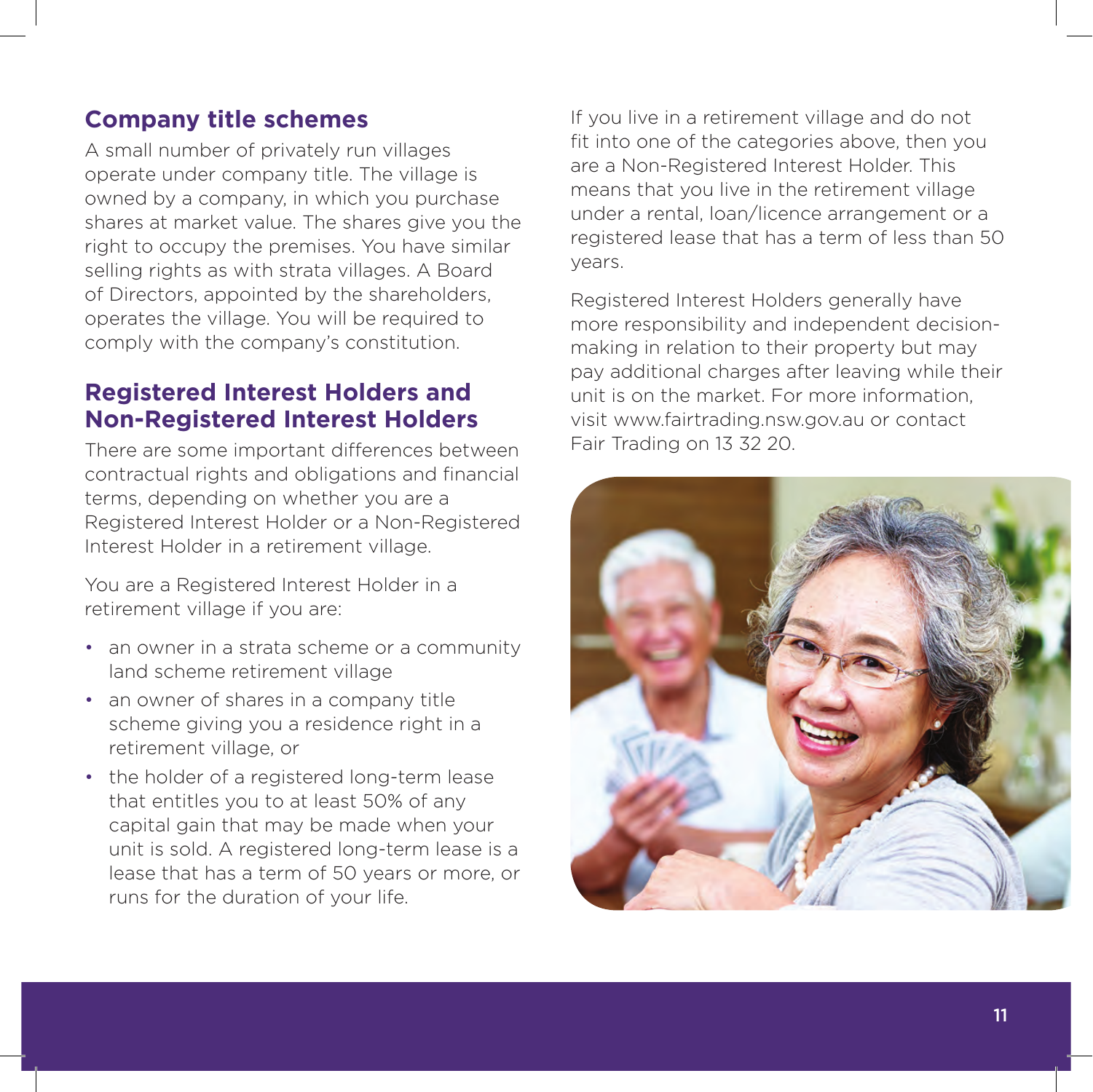## Company title schemes

A small number of privately run villages operate under company title. The village is owned by a company, in which you purchase shares at market value. The shares give you the right to occupy the premises. You have similar selling rights as with strata villages. A Board of Directors, appointed by the shareholders, operates the village. You will be required to comply with the company's constitution.

## Registered Interest Holders and Non-Registered Interest Holders

There are some important differences between contractual rights and obligations and financial terms, depending on whether you are a Registered Interest Holder or a Non-Registered Interest Holder in a retirement village.

You are a Registered Interest Holder in a retirement village if you are:

- an owner in a strata scheme or a community land scheme retirement village
- an owner of shares in a company title scheme giving you a residence right in a retirement village, or
- the holder of a registered long-term lease that entitles you to at least 50% of any capital gain that may be made when your unit is sold. A registered long-term lease is a lease that has a term of 50 years or more, or runs for the duration of your life.

If you live in a retirement village and do not fit into one of the categories above, then you are a Non-Registered Interest Holder. This means that you live in the retirement village under a rental, loan/licence arrangement or a registered lease that has a term of less than 50 years.

Registered Interest Holders generally have more responsibility and independent decision-making in relation to their property but may pay additional charges after leaving while their unit is on the market. For more information, visit www.fairtrading.nsw.gov.au or contact Fair Trading on 13 32 20.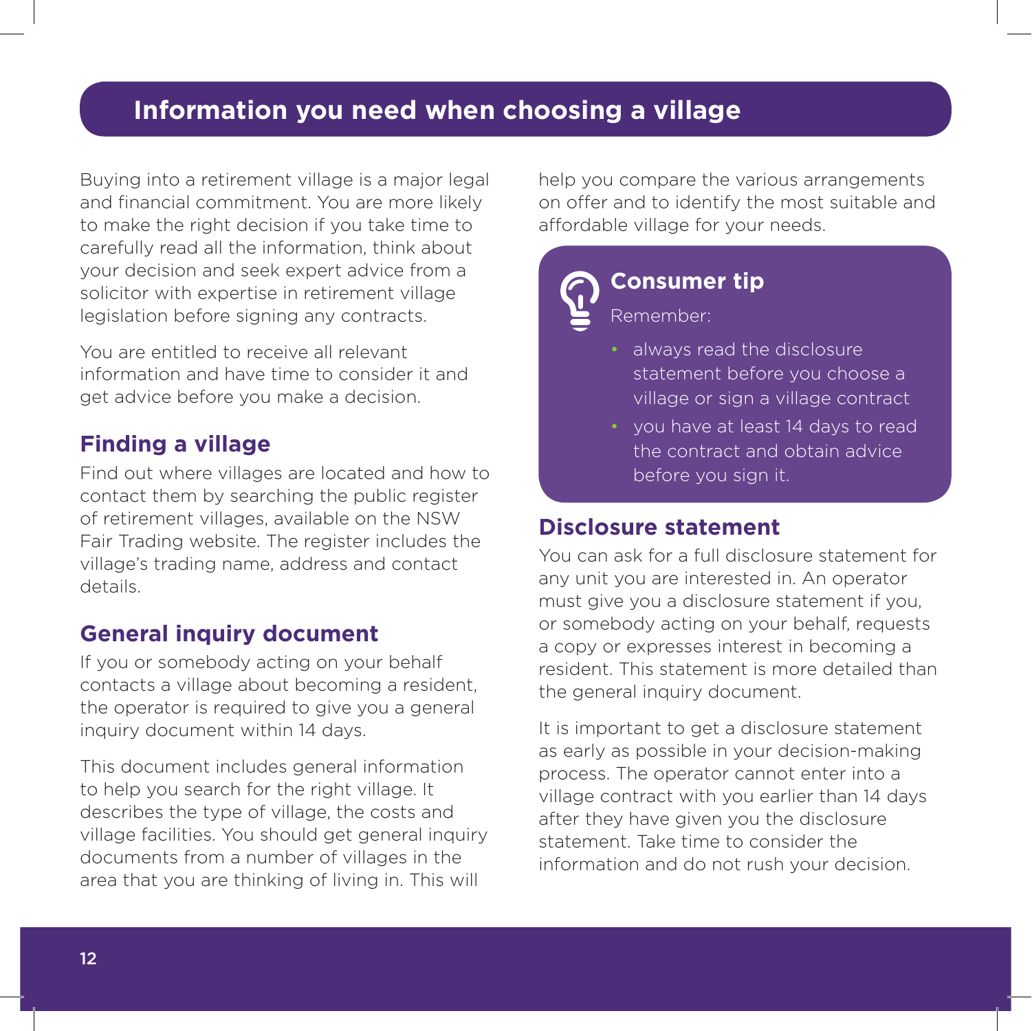# Information you need when choosing a village

Buying into a retirement village is a major legal and financial commitment. You are more likely to make the right decision if you take time to carefully read all the information, think about your decision and seek expert advice from a solicitor with expertise in retirement village legislation before signing any contracts.

You are entitled to receive all relevant information and have time to consider it and get advice before you make a decision.

## Finding a village

Find out where villages are located and how to contact them by searching the public register of retirement villages, available on the NSW Fair Trading website. The register includes the village's trading name, address and contact details.

## General inquiry document

If you or somebody acting on your behalf contacts a village about becoming a resident, the operator is required to give you a general inquiry document within 14 days.

This document includes general information to help you search for the right village. It describes the type of village, the costs and village facilities. You should get general inquiry documents from a number of villages in the area that you are thinking of living in. This will help you compare the various arrangements on offer and to identify the most suitable and affordable village for your needs.

> **Consumer tip**
>
> Remember:
>
> - always read the disclosure statement before you choose a village or sign a village contract
> - you have at least 14 days to read the contract and obtain advice before you sign it.

## Disclosure statement

You can ask for a full disclosure statement for any unit you are interested in. An operator must give you a disclosure statement if you, or somebody acting on your behalf, requests a copy or expresses interest in becoming a resident. This statement is more detailed than the general inquiry document.

It is important to get a disclosure statement as early as possible in your decision-making process. The operator cannot enter into a village contract with you earlier than 14 days after they have given you the disclosure statement. Take time to consider the information and do not rush your decision.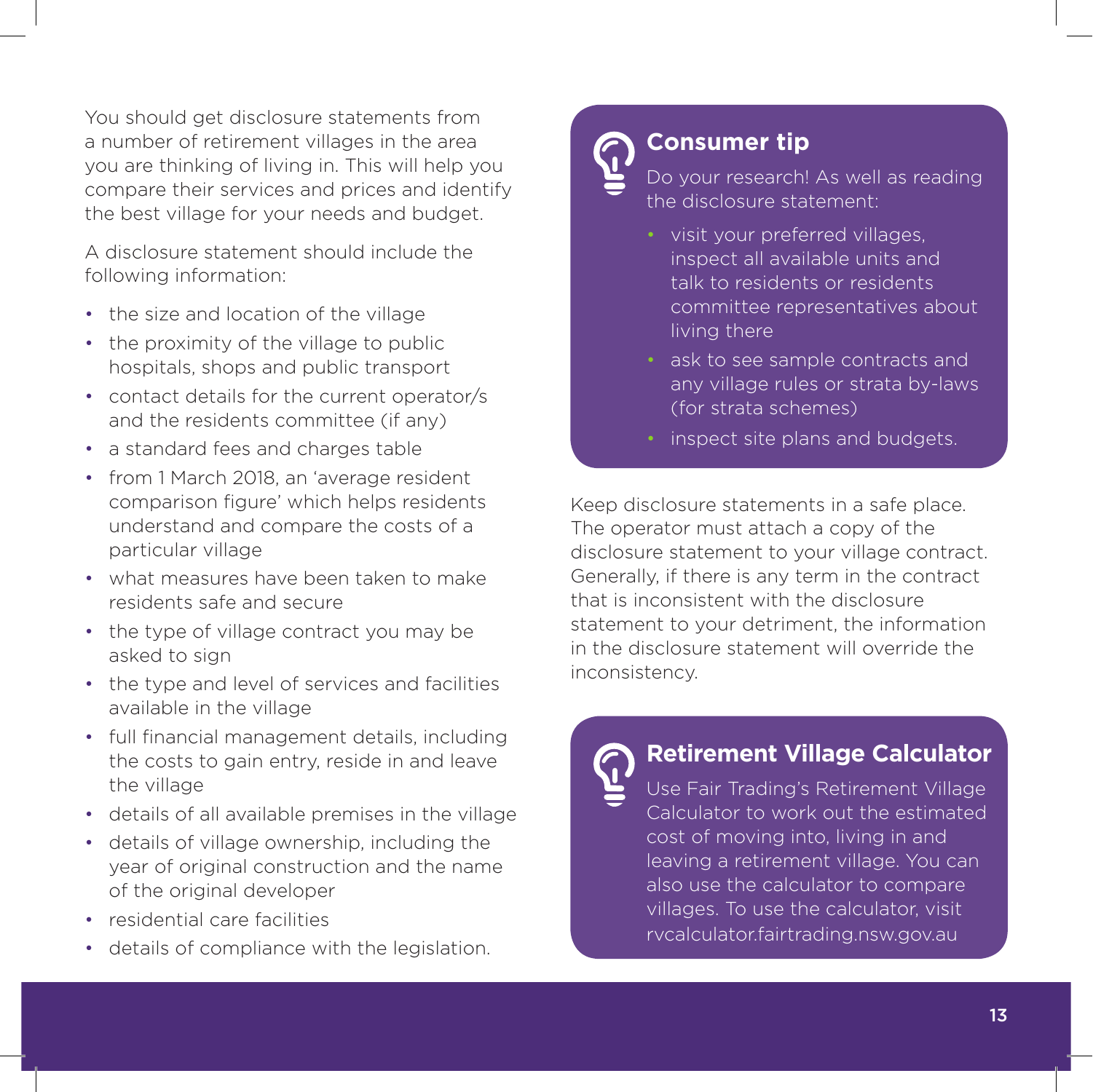You should get disclosure statements from a number of retirement villages in the area you are thinking of living in. This will help you compare their services and prices and identify the best village for your needs and budget.

A disclosure statement should include the following information:

- the size and location of the village
- the proximity of the village to public hospitals, shops and public transport
- contact details for the current operator/s and the residents committee (if any)
- a standard fees and charges table
- from 1 March 2018, an 'average resident comparison figure' which helps residents understand and compare the costs of a particular village
- what measures have been taken to make residents safe and secure
- the type of village contract you may be asked to sign
- the type and level of services and facilities available in the village
- full financial management details, including the costs to gain entry, reside in and leave the village
- details of all available premises in the village
- details of village ownership, including the year of original construction and the name of the original developer
- residential care facilities
- details of compliance with the legislation.

### Consumer tip

Do your research! As well as reading the disclosure statement:

- visit your preferred villages, inspect all available units and talk to residents or residents committee representatives about living there
- ask to see sample contracts and any village rules or strata by-laws (for strata schemes)
- inspect site plans and budgets.

Keep disclosure statements in a safe place. The operator must attach a copy of the disclosure statement to your village contract. Generally, if there is any term in the contract that is inconsistent with the disclosure statement to your detriment, the information in the disclosure statement will override the inconsistency.

### Retirement Village Calculator

Use Fair Trading's Retirement Village Calculator to work out the estimated cost of moving into, living in and leaving a retirement village. You can also use the calculator to compare villages. To use the calculator, visit rvcalculator.fairtrading.nsw.gov.au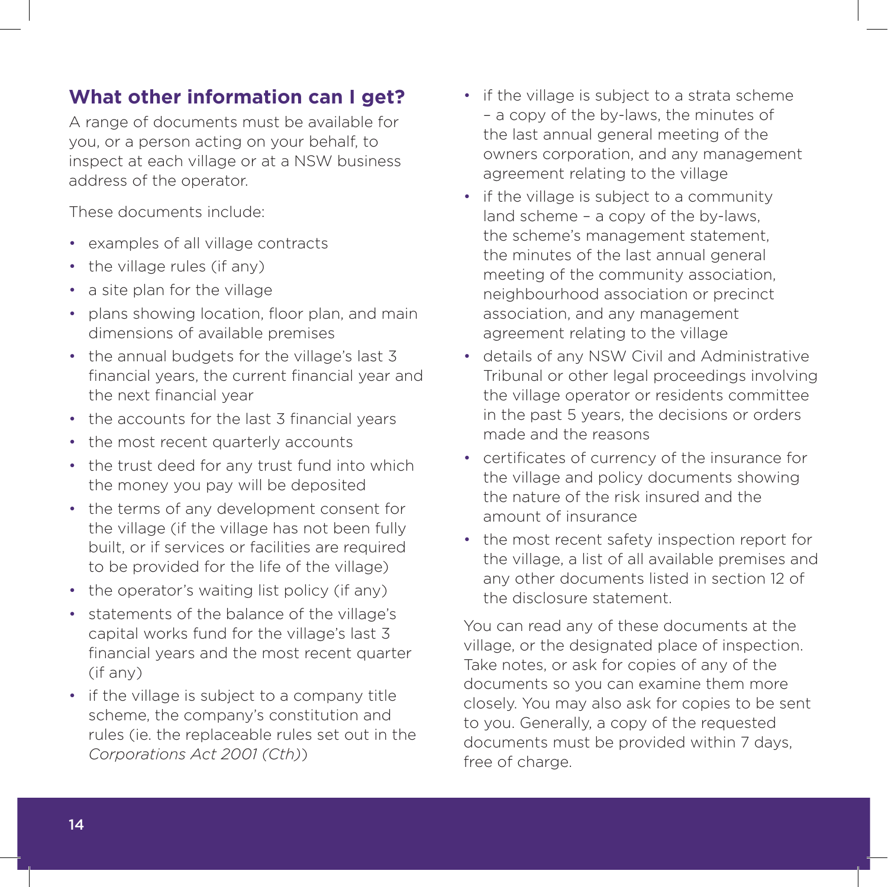## What other information can I get?

A range of documents must be available for you, or a person acting on your behalf, to inspect at each village or at a NSW business address of the operator.

These documents include:

- examples of all village contracts
- the village rules (if any)
- a site plan for the village
- plans showing location, floor plan, and main dimensions of available premises
- the annual budgets for the village's last 3 financial years, the current financial year and the next financial year
- the accounts for the last 3 financial years
- the most recent quarterly accounts
- the trust deed for any trust fund into which the money you pay will be deposited
- the terms of any development consent for the village (if the village has not been fully built, or if services or facilities are required to be provided for the life of the village)
- the operator's waiting list policy (if any)
- statements of the balance of the village's capital works fund for the village's last 3 financial years and the most recent quarter (if any)
- if the village is subject to a company title scheme, the company's constitution and rules (ie. the replaceable rules set out in the *Corporations Act 2001 (Cth)*)
- if the village is subject to a strata scheme – a copy of the by-laws, the minutes of the last annual general meeting of the owners corporation, and any management agreement relating to the village
- if the village is subject to a community land scheme – a copy of the by-laws, the scheme's management statement, the minutes of the last annual general meeting of the community association, neighbourhood association or precinct association, and any management agreement relating to the village
- details of any NSW Civil and Administrative Tribunal or other legal proceedings involving the village operator or residents committee in the past 5 years, the decisions or orders made and the reasons
- certificates of currency of the insurance for the village and policy documents showing the nature of the risk insured and the amount of insurance
- the most recent safety inspection report for the village, a list of all available premises and any other documents listed in section 12 of the disclosure statement.

You can read any of these documents at the village, or the designated place of inspection. Take notes, or ask for copies of any of the documents so you can examine them more closely. You may also ask for copies to be sent to you. Generally, a copy of the requested documents must be provided within 7 days, free of charge.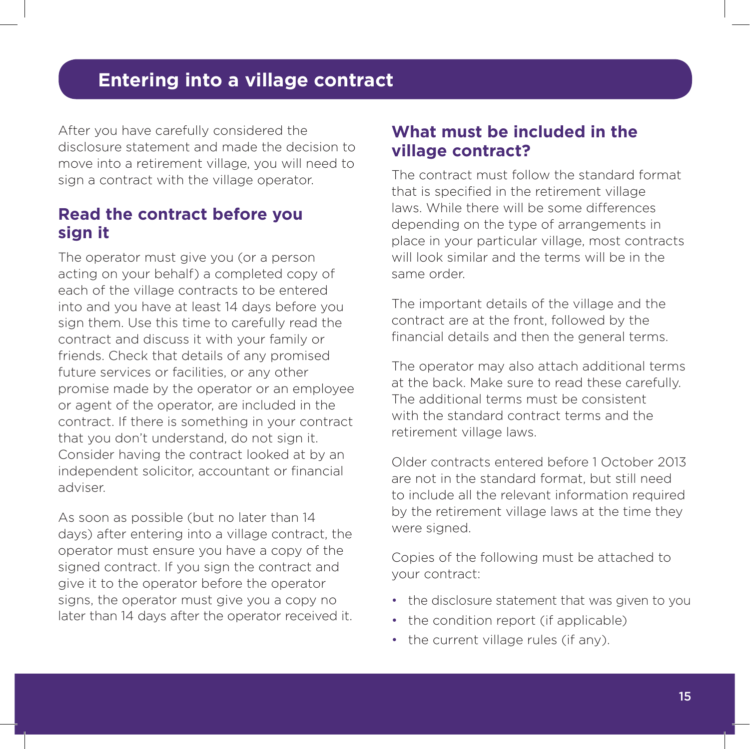# Entering into a village contract

After you have carefully considered the disclosure statement and made the decision to move into a retirement village, you will need to sign a contract with the village operator.

## Read the contract before you sign it

The operator must give you (or a person acting on your behalf) a completed copy of each of the village contracts to be entered into and you have at least 14 days before you sign them. Use this time to carefully read the contract and discuss it with your family or friends. Check that details of any promised future services or facilities, or any other promise made by the operator or an employee or agent of the operator, are included in the contract. If there is something in your contract that you don't understand, do not sign it. Consider having the contract looked at by an independent solicitor, accountant or financial adviser.

As soon as possible (but no later than 14 days) after entering into a village contract, the operator must ensure you have a copy of the signed contract. If you sign the contract and give it to the operator before the operator signs, the operator must give you a copy no later than 14 days after the operator received it.

## What must be included in the village contract?

The contract must follow the standard format that is specified in the retirement village laws. While there will be some differences depending on the type of arrangements in place in your particular village, most contracts will look similar and the terms will be in the same order.

The important details of the village and the contract are at the front, followed by the financial details and then the general terms.

The operator may also attach additional terms at the back. Make sure to read these carefully. The additional terms must be consistent with the standard contract terms and the retirement village laws.

Older contracts entered before 1 October 2013 are not in the standard format, but still need to include all the relevant information required by the retirement village laws at the time they were signed.

Copies of the following must be attached to your contract:

- the disclosure statement that was given to you
- the condition report (if applicable)
- the current village rules (if any).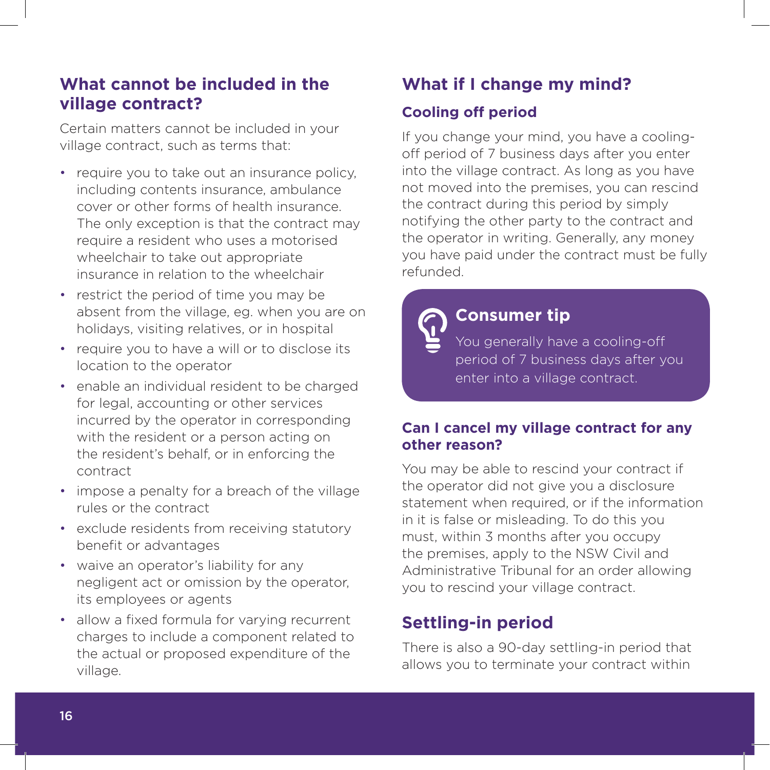## What cannot be included in the village contract?

Certain matters cannot be included in your village contract, such as terms that:

- require you to take out an insurance policy, including contents insurance, ambulance cover or other forms of health insurance. The only exception is that the contract may require a resident who uses a motorised wheelchair to take out appropriate insurance in relation to the wheelchair
- restrict the period of time you may be absent from the village, eg. when you are on holidays, visiting relatives, or in hospital
- require you to have a will or to disclose its location to the operator
- enable an individual resident to be charged for legal, accounting or other services incurred by the operator in corresponding with the resident or a person acting on the resident's behalf, or in enforcing the contract
- impose a penalty for a breach of the village rules or the contract
- exclude residents from receiving statutory benefit or advantages
- waive an operator's liability for any negligent act or omission by the operator, its employees or agents
- allow a fixed formula for varying recurrent charges to include a component related to the actual or proposed expenditure of the village.

## What if I change my mind?

### Cooling off period

If you change your mind, you have a cooling-off period of 7 business days after you enter into the village contract. As long as you have not moved into the premises, you can rescind the contract during this period by simply notifying the other party to the contract and the operator in writing. Generally, any money you have paid under the contract must be fully refunded.

> **Consumer tip**
>
> You generally have a cooling-off period of 7 business days after you enter into a village contract.

### Can I cancel my village contract for any other reason?

You may be able to rescind your contract if the operator did not give you a disclosure statement when required, or if the information in it is false or misleading. To do this you must, within 3 months after you occupy the premises, apply to the NSW Civil and Administrative Tribunal for an order allowing you to rescind your village contract.

## Settling-in period

There is also a 90-day settling-in period that allows you to terminate your contract within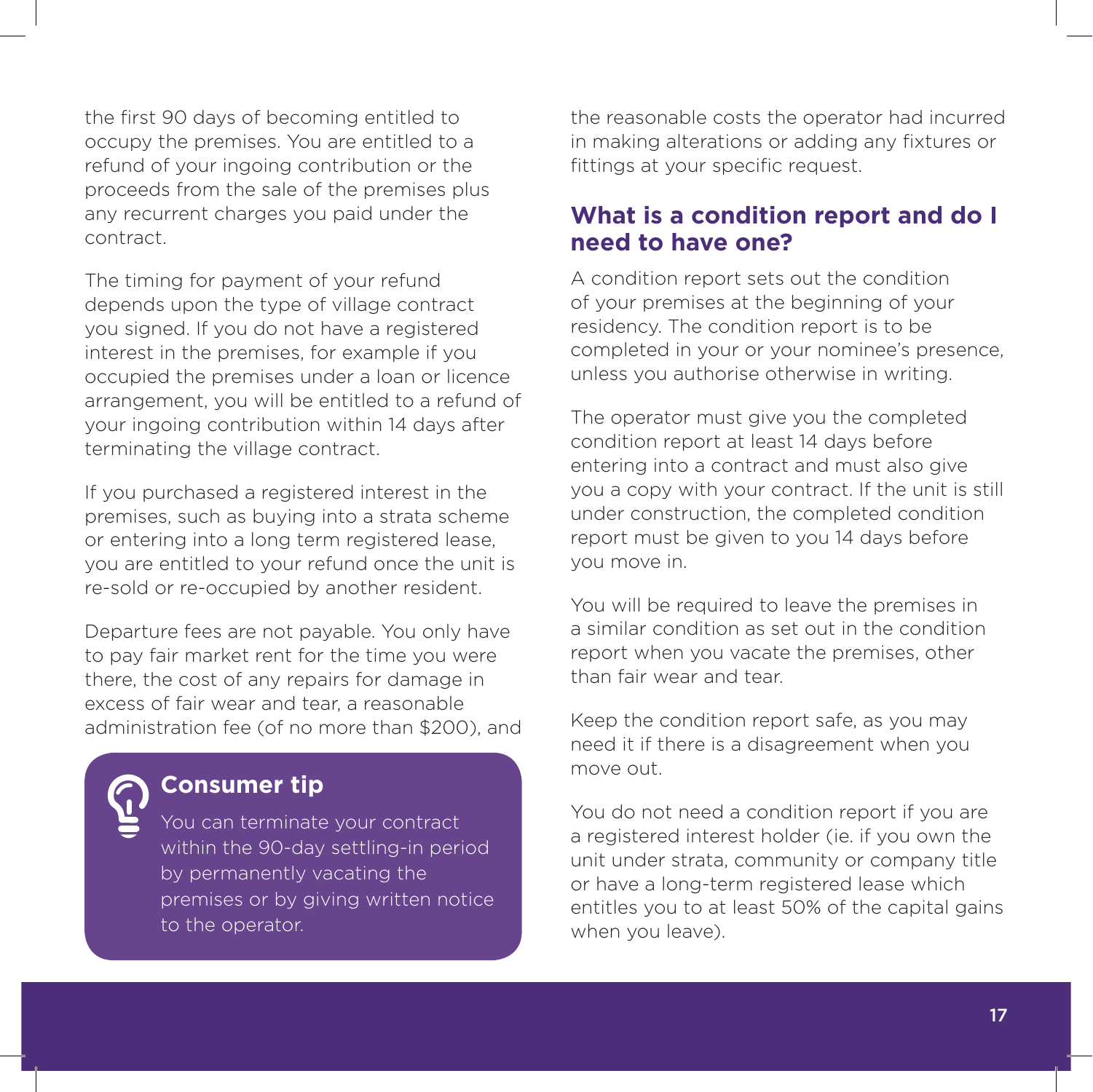the first 90 days of becoming entitled to occupy the premises. You are entitled to a refund of your ingoing contribution or the proceeds from the sale of the premises plus any recurrent charges you paid under the contract.

The timing for payment of your refund depends upon the type of village contract you signed. If you do not have a registered interest in the premises, for example if you occupied the premises under a loan or licence arrangement, you will be entitled to a refund of your ingoing contribution within 14 days after terminating the village contract.

If you purchased a registered interest in the premises, such as buying into a strata scheme or entering into a long term registered lease, you are entitled to your refund once the unit is re-sold or re-occupied by another resident.

Departure fees are not payable. You only have to pay fair market rent for the time you were there, the cost of any repairs for damage in excess of fair wear and tear, a reasonable administration fee (of no more than $200), and the reasonable costs the operator had incurred in making alterations or adding any fixtures or fittings at your specific request.

> **Consumer tip**
>
> You can terminate your contract within the 90-day settling-in period by permanently vacating the premises or by giving written notice to the operator.

## What is a condition report and do I need to have one?

A condition report sets out the condition of your premises at the beginning of your residency. The condition report is to be completed in your or your nominee's presence, unless you authorise otherwise in writing.

The operator must give you the completed condition report at least 14 days before entering into a contract and must also give you a copy with your contract. If the unit is still under construction, the completed condition report must be given to you 14 days before you move in.

You will be required to leave the premises in a similar condition as set out in the condition report when you vacate the premises, other than fair wear and tear.

Keep the condition report safe, as you may need it if there is a disagreement when you move out.

You do not need a condition report if you are a registered interest holder (ie. if you own the unit under strata, community or company title or have a long-term registered lease which entitles you to at least 50% of the capital gains when you leave).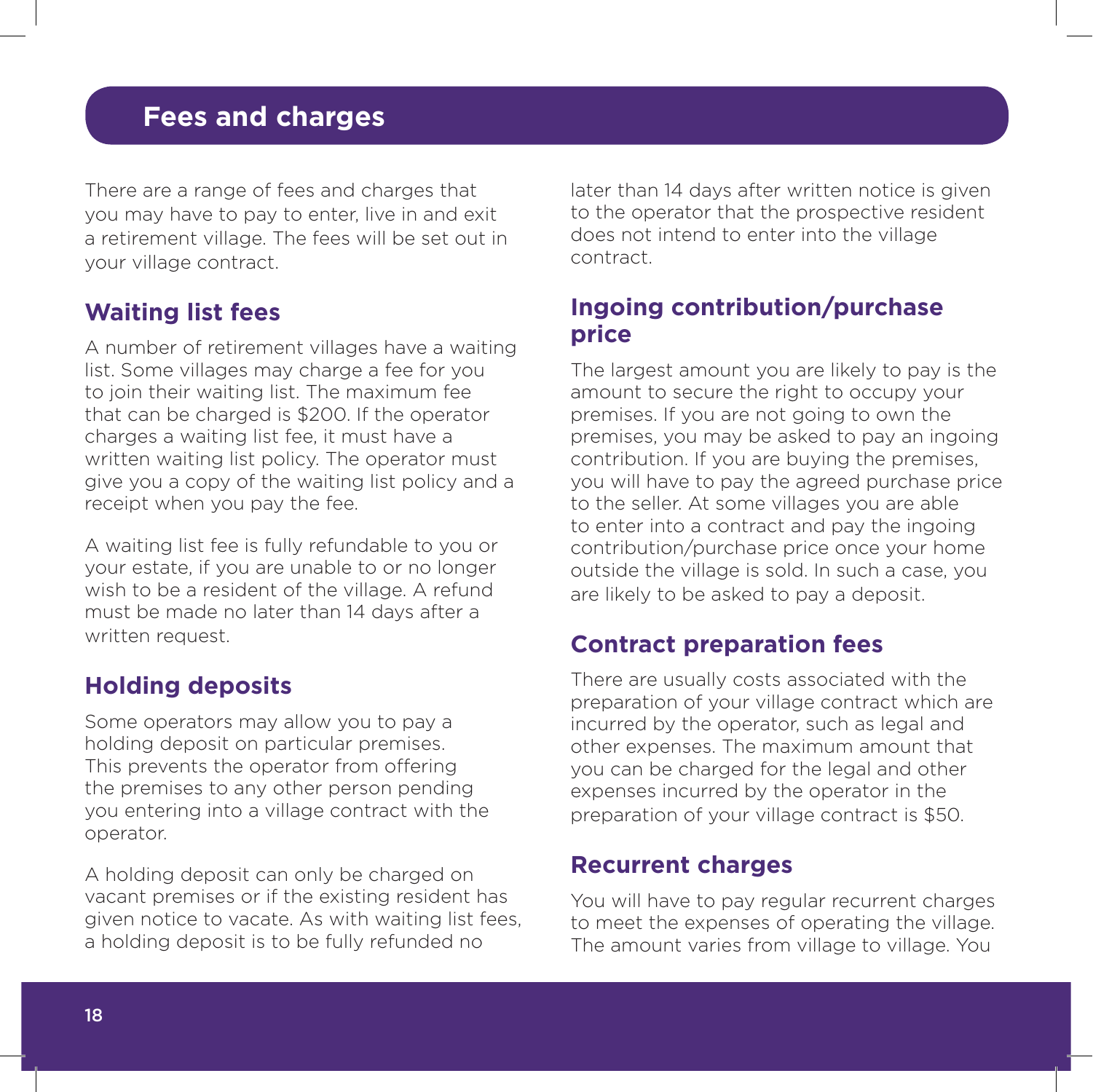# Fees and charges

There are a range of fees and charges that you may have to pay to enter, live in and exit a retirement village. The fees will be set out in your village contract.

## Waiting list fees

A number of retirement villages have a waiting list. Some villages may charge a fee for you to join their waiting list. The maximum fee that can be charged is $200. If the operator charges a waiting list fee, it must have a written waiting list policy. The operator must give you a copy of the waiting list policy and a receipt when you pay the fee.

A waiting list fee is fully refundable to you or your estate, if you are unable to or no longer wish to be a resident of the village. A refund must be made no later than 14 days after a written request.

## Holding deposits

Some operators may allow you to pay a holding deposit on particular premises. This prevents the operator from offering the premises to any other person pending you entering into a village contract with the operator.

A holding deposit can only be charged on vacant premises or if the existing resident has given notice to vacate. As with waiting list fees, a holding deposit is to be fully refunded no later than 14 days after written notice is given to the operator that the prospective resident does not intend to enter into the village contract.

## Ingoing contribution/purchase price

The largest amount you are likely to pay is the amount to secure the right to occupy your premises. If you are not going to own the premises, you may be asked to pay an ingoing contribution. If you are buying the premises, you will have to pay the agreed purchase price to the seller. At some villages you are able to enter into a contract and pay the ingoing contribution/purchase price once your home outside the village is sold. In such a case, you are likely to be asked to pay a deposit.

## Contract preparation fees

There are usually costs associated with the preparation of your village contract which are incurred by the operator, such as legal and other expenses. The maximum amount that you can be charged for the legal and other expenses incurred by the operator in the preparation of your village contract is $50.

## Recurrent charges

You will have to pay regular recurrent charges to meet the expenses of operating the village. The amount varies from village to village. You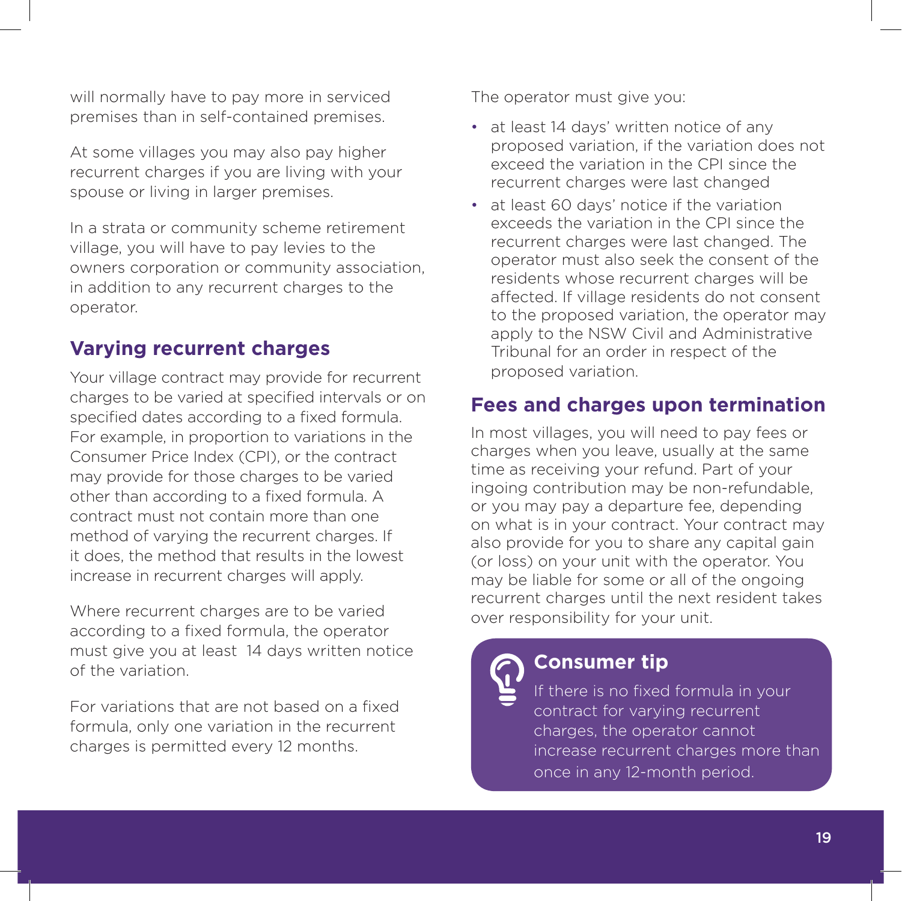will normally have to pay more in serviced premises than in self-contained premises.

At some villages you may also pay higher recurrent charges if you are living with your spouse or living in larger premises.

In a strata or community scheme retirement village, you will have to pay levies to the owners corporation or community association, in addition to any recurrent charges to the operator.

## Varying recurrent charges

Your village contract may provide for recurrent charges to be varied at specified intervals or on specified dates according to a fixed formula. For example, in proportion to variations in the Consumer Price Index (CPI), or the contract may provide for those charges to be varied other than according to a fixed formula. A contract must not contain more than one method of varying the recurrent charges. If it does, the method that results in the lowest increase in recurrent charges will apply.

Where recurrent charges are to be varied according to a fixed formula, the operator must give you at least 14 days written notice of the variation.

For variations that are not based on a fixed formula, only one variation in the recurrent charges is permitted every 12 months.

The operator must give you:

- at least 14 days' written notice of any proposed variation, if the variation does not exceed the variation in the CPI since the recurrent charges were last changed
- at least 60 days' notice if the variation exceeds the variation in the CPI since the recurrent charges were last changed. The operator must also seek the consent of the residents whose recurrent charges will be affected. If village residents do not consent to the proposed variation, the operator may apply to the NSW Civil and Administrative Tribunal for an order in respect of the proposed variation.

## Fees and charges upon termination

In most villages, you will need to pay fees or charges when you leave, usually at the same time as receiving your refund. Part of your ingoing contribution may be non-refundable, or you may pay a departure fee, depending on what is in your contract. Your contract may also provide for you to share any capital gain (or loss) on your unit with the operator. You may be liable for some or all of the ongoing recurrent charges until the next resident takes over responsibility for your unit.

### Consumer tip

If there is no fixed formula in your contract for varying recurrent charges, the operator cannot increase recurrent charges more than once in any 12-month period.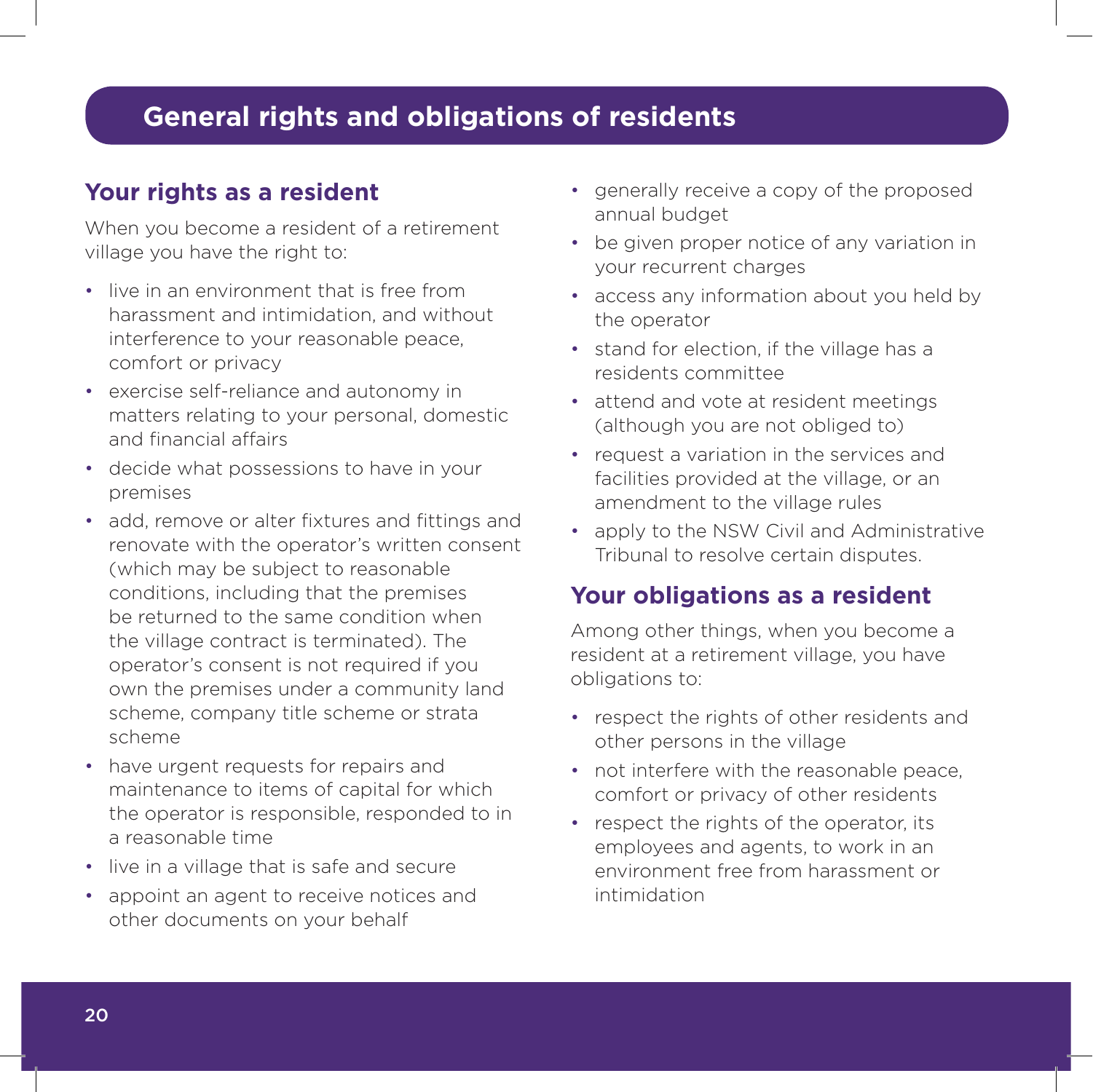# General rights and obligations of residents

## Your rights as a resident

When you become a resident of a retirement village you have the right to:

- live in an environment that is free from harassment and intimidation, and without interference to your reasonable peace, comfort or privacy
- exercise self-reliance and autonomy in matters relating to your personal, domestic and financial affairs
- decide what possessions to have in your premises
- add, remove or alter fixtures and fittings and renovate with the operator's written consent (which may be subject to reasonable conditions, including that the premises be returned to the same condition when the village contract is terminated). The operator's consent is not required if you own the premises under a community land scheme, company title scheme or strata scheme
- have urgent requests for repairs and maintenance to items of capital for which the operator is responsible, responded to in a reasonable time
- live in a village that is safe and secure
- appoint an agent to receive notices and other documents on your behalf
- generally receive a copy of the proposed annual budget
- be given proper notice of any variation in your recurrent charges
- access any information about you held by the operator
- stand for election, if the village has a residents committee
- attend and vote at resident meetings (although you are not obliged to)
- request a variation in the services and facilities provided at the village, or an amendment to the village rules
- apply to the NSW Civil and Administrative Tribunal to resolve certain disputes.

## Your obligations as a resident

Among other things, when you become a resident at a retirement village, you have obligations to:

- respect the rights of other residents and other persons in the village
- not interfere with the reasonable peace, comfort or privacy of other residents
- respect the rights of the operator, its employees and agents, to work in an environment free from harassment or intimidation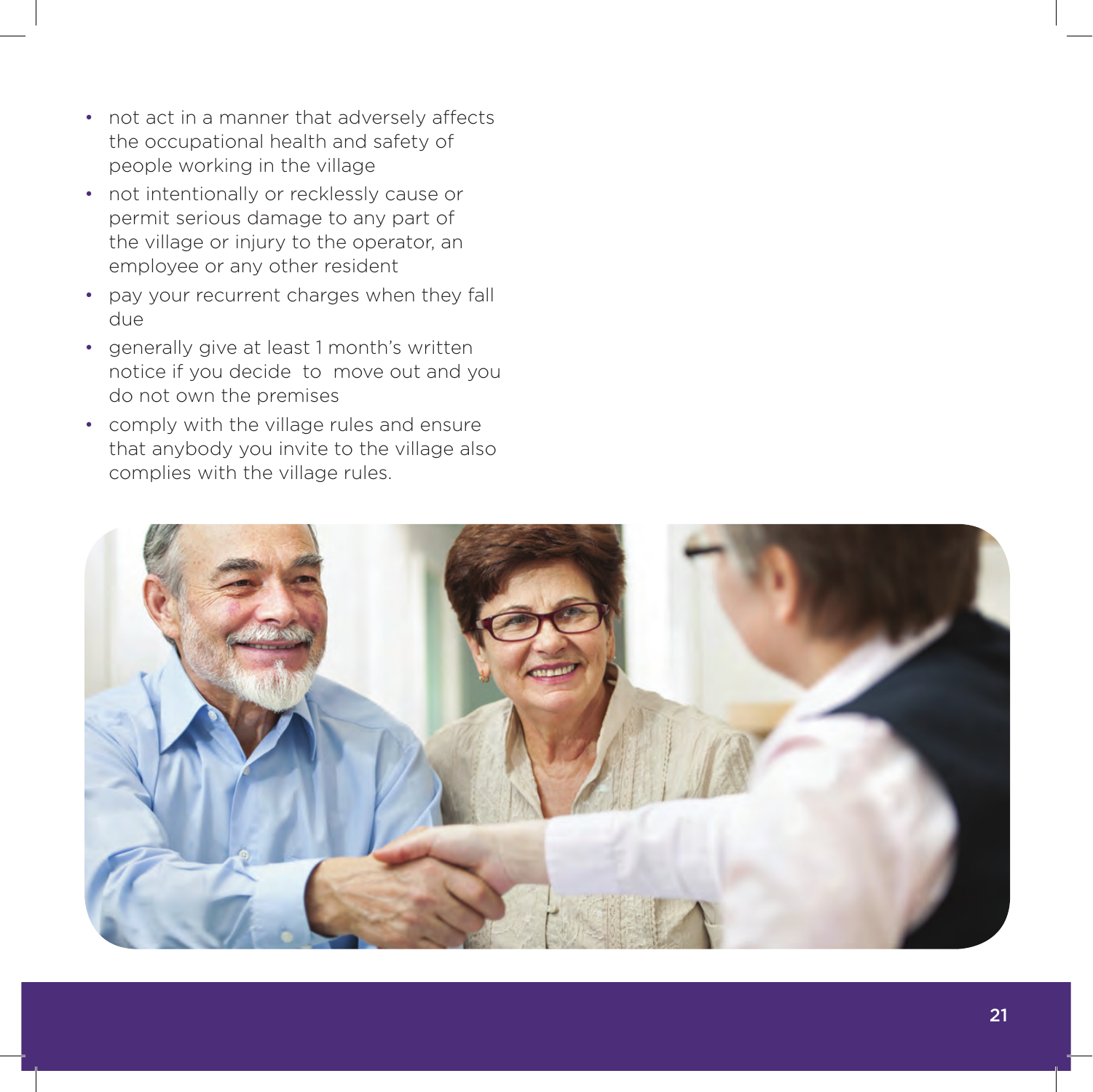- not act in a manner that adversely affects the occupational health and safety of people working in the village
- not intentionally or recklessly cause or permit serious damage to any part of the village or injury to the operator, an employee or any other resident
- pay your recurrent charges when they fall due
- generally give at least 1 month's written notice if you decide to move out and you do not own the premises
- comply with the village rules and ensure that anybody you invite to the village also complies with the village rules.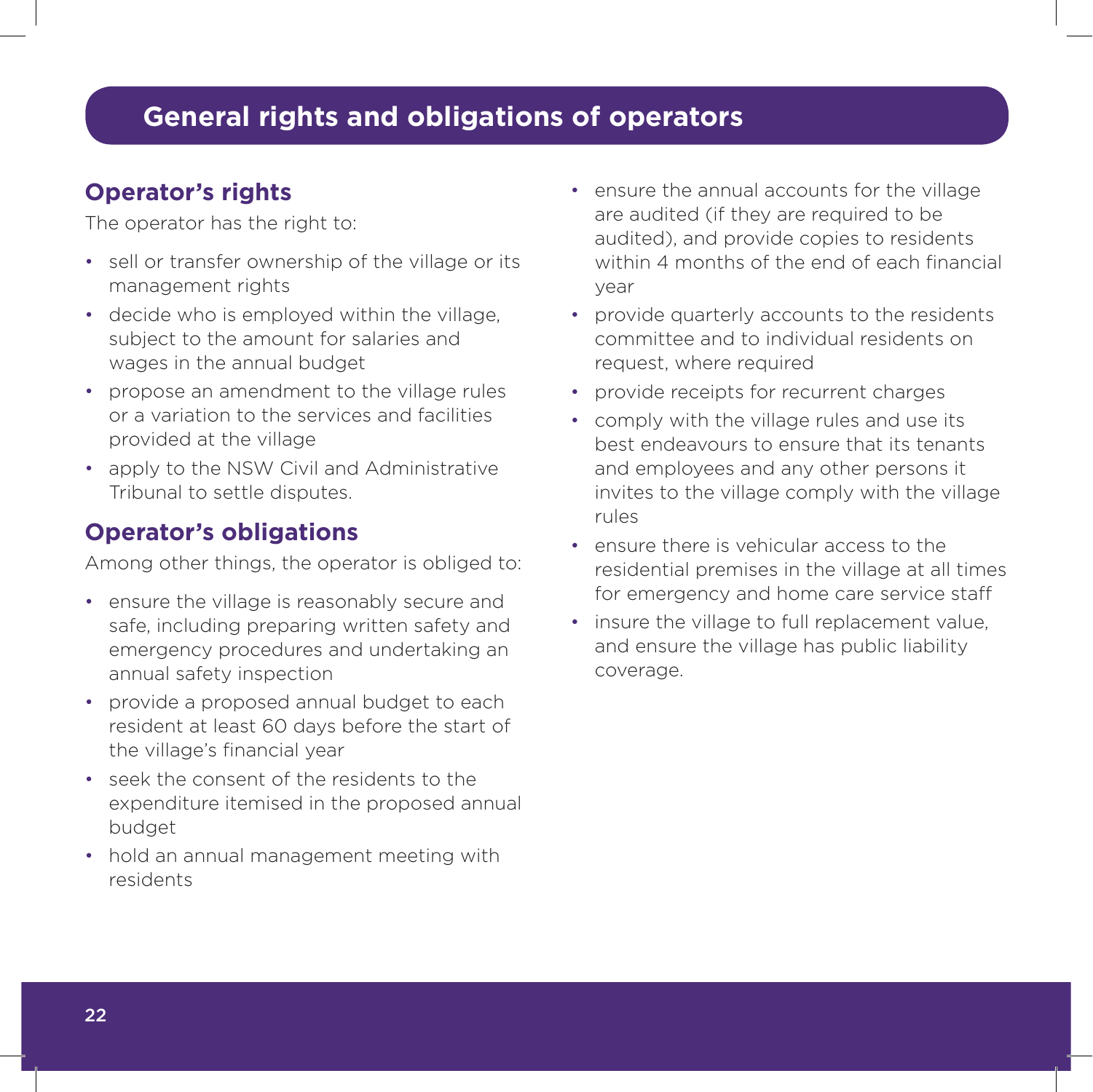# General rights and obligations of operators

## Operator's rights

The operator has the right to:

- sell or transfer ownership of the village or its management rights
- decide who is employed within the village, subject to the amount for salaries and wages in the annual budget
- propose an amendment to the village rules or a variation to the services and facilities provided at the village
- apply to the NSW Civil and Administrative Tribunal to settle disputes.

## Operator's obligations

Among other things, the operator is obliged to:

- ensure the village is reasonably secure and safe, including preparing written safety and emergency procedures and undertaking an annual safety inspection
- provide a proposed annual budget to each resident at least 60 days before the start of the village's financial year
- seek the consent of the residents to the expenditure itemised in the proposed annual budget
- hold an annual management meeting with residents
- ensure the annual accounts for the village are audited (if they are required to be audited), and provide copies to residents within 4 months of the end of each financial year
- provide quarterly accounts to the residents committee and to individual residents on request, where required
- provide receipts for recurrent charges
- comply with the village rules and use its best endeavours to ensure that its tenants and employees and any other persons it invites to the village comply with the village rules
- ensure there is vehicular access to the residential premises in the village at all times for emergency and home care service staff
- insure the village to full replacement value, and ensure the village has public liability coverage.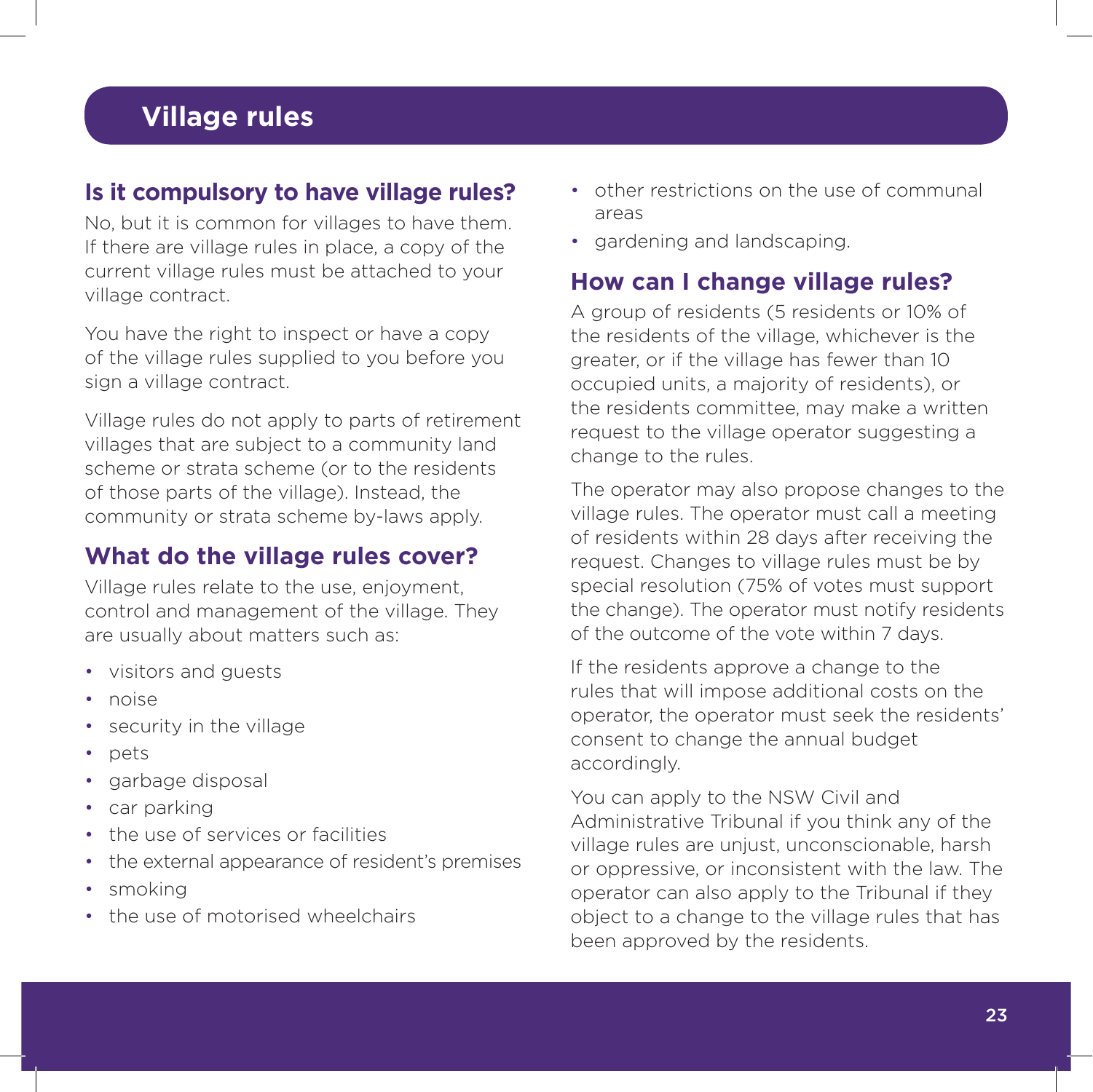# Village rules

## Is it compulsory to have village rules?

No, but it is common for villages to have them. If there are village rules in place, a copy of the current village rules must be attached to your village contract.

You have the right to inspect or have a copy of the village rules supplied to you before you sign a village contract.

Village rules do not apply to parts of retirement villages that are subject to a community land scheme or strata scheme (or to the residents of those parts of the village). Instead, the community or strata scheme by-laws apply.

## What do the village rules cover?

Village rules relate to the use, enjoyment, control and management of the village. They are usually about matters such as:

- visitors and guests
- noise
- security in the village
- pets
- garbage disposal
- car parking
- the use of services or facilities
- the external appearance of resident's premises
- smoking
- the use of motorised wheelchairs
- other restrictions on the use of communal areas
- gardening and landscaping.

## How can I change village rules?

A group of residents (5 residents or 10% of the residents of the village, whichever is the greater, or if the village has fewer than 10 occupied units, a majority of residents), or the residents committee, may make a written request to the village operator suggesting a change to the rules.

The operator may also propose changes to the village rules. The operator must call a meeting of residents within 28 days after receiving the request. Changes to village rules must be by special resolution (75% of votes must support the change). The operator must notify residents of the outcome of the vote within 7 days.

If the residents approve a change to the rules that will impose additional costs on the operator, the operator must seek the residents' consent to change the annual budget accordingly.

You can apply to the NSW Civil and Administrative Tribunal if you think any of the village rules are unjust, unconscionable, harsh or oppressive, or inconsistent with the law. The operator can also apply to the Tribunal if they object to a change to the village rules that has been approved by the residents.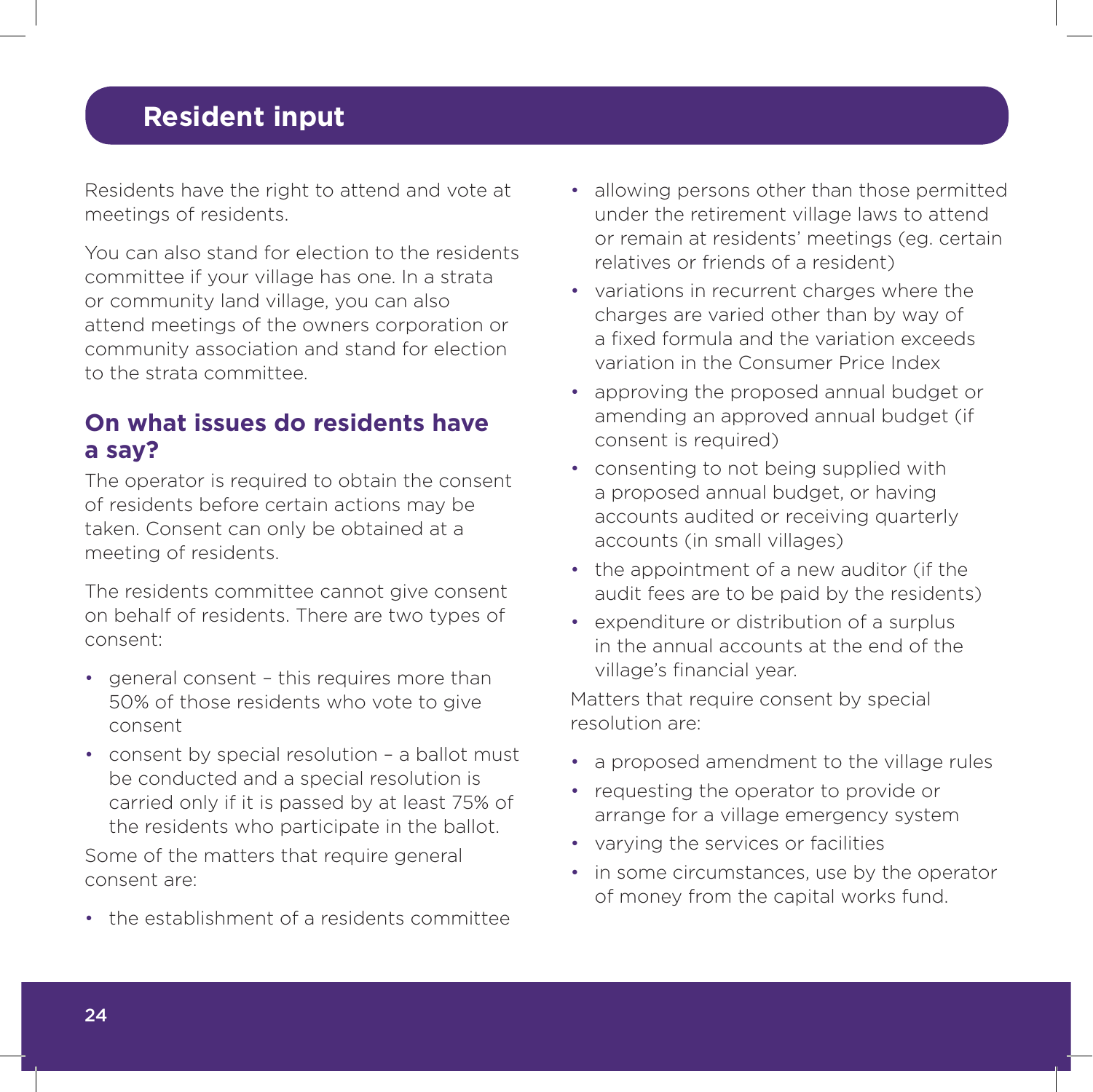# Resident input

Residents have the right to attend and vote at meetings of residents.

You can also stand for election to the residents committee if your village has one. In a strata or community land village, you can also attend meetings of the owners corporation or community association and stand for election to the strata committee.

## On what issues do residents have a say?

The operator is required to obtain the consent of residents before certain actions may be taken. Consent can only be obtained at a meeting of residents.

The residents committee cannot give consent on behalf of residents. There are two types of consent:

- general consent – this requires more than 50% of those residents who vote to give consent
- consent by special resolution – a ballot must be conducted and a special resolution is carried only if it is passed by at least 75% of the residents who participate in the ballot.

Some of the matters that require general consent are:

- the establishment of a residents committee
- allowing persons other than those permitted under the retirement village laws to attend or remain at residents' meetings (eg. certain relatives or friends of a resident)
- variations in recurrent charges where the charges are varied other than by way of a fixed formula and the variation exceeds variation in the Consumer Price Index
- approving the proposed annual budget or amending an approved annual budget (if consent is required)
- consenting to not being supplied with a proposed annual budget, or having accounts audited or receiving quarterly accounts (in small villages)
- the appointment of a new auditor (if the audit fees are to be paid by the residents)
- expenditure or distribution of a surplus in the annual accounts at the end of the village's financial year.

Matters that require consent by special resolution are:

- a proposed amendment to the village rules
- requesting the operator to provide or arrange for a village emergency system
- varying the services or facilities
- in some circumstances, use by the operator of money from the capital works fund.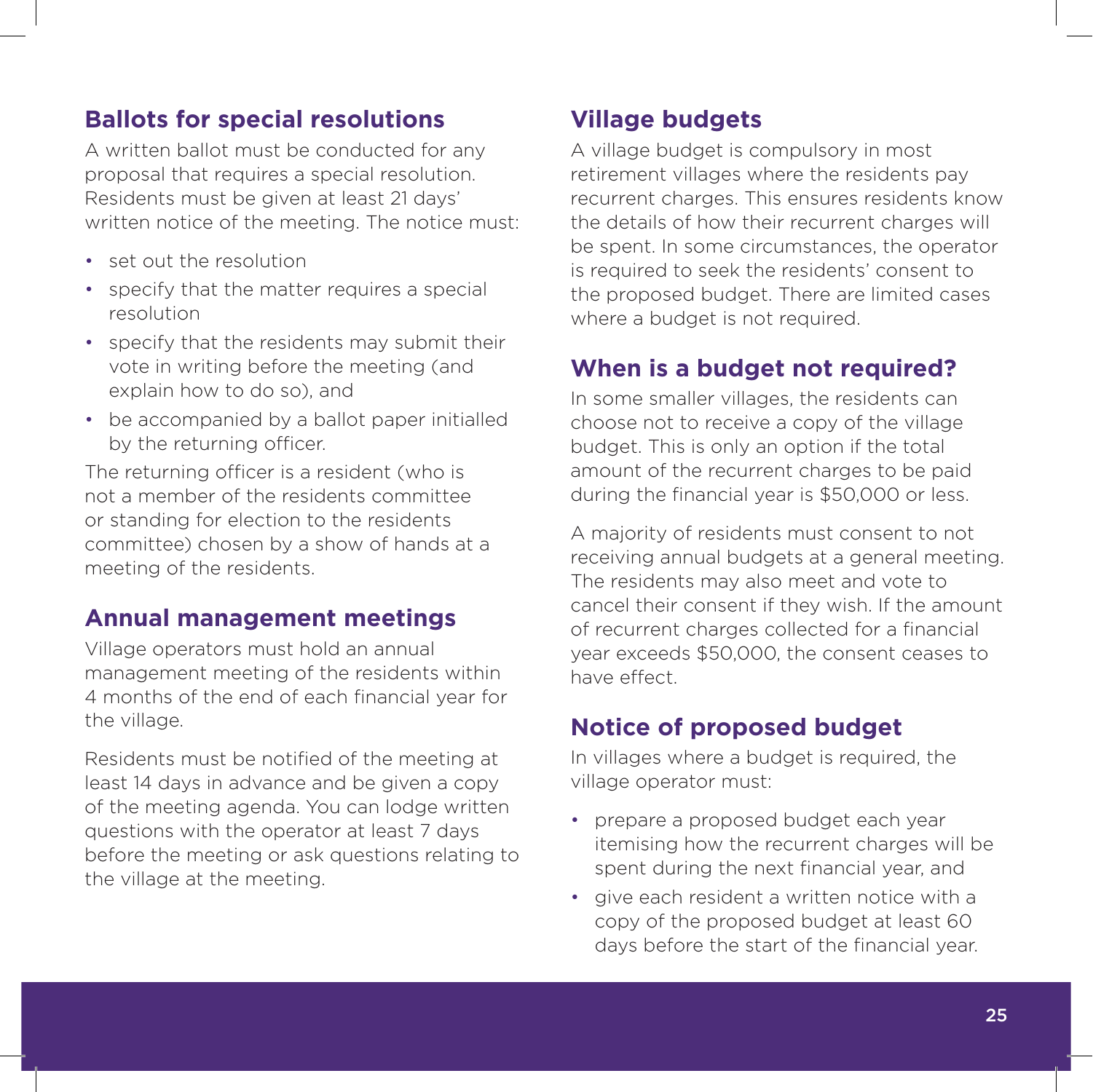## Ballots for special resolutions

A written ballot must be conducted for any proposal that requires a special resolution. Residents must be given at least 21 days' written notice of the meeting. The notice must:

- set out the resolution
- specify that the matter requires a special resolution
- specify that the residents may submit their vote in writing before the meeting (and explain how to do so), and
- be accompanied by a ballot paper initialled by the returning officer.

The returning officer is a resident (who is not a member of the residents committee or standing for election to the residents committee) chosen by a show of hands at a meeting of the residents.

## Annual management meetings

Village operators must hold an annual management meeting of the residents within 4 months of the end of each financial year for the village.

Residents must be notified of the meeting at least 14 days in advance and be given a copy of the meeting agenda. You can lodge written questions with the operator at least 7 days before the meeting or ask questions relating to the village at the meeting.

## Village budgets

A village budget is compulsory in most retirement villages where the residents pay recurrent charges. This ensures residents know the details of how their recurrent charges will be spent. In some circumstances, the operator is required to seek the residents' consent to the proposed budget. There are limited cases where a budget is not required.

## When is a budget not required?

In some smaller villages, the residents can choose not to receive a copy of the village budget. This is only an option if the total amount of the recurrent charges to be paid during the financial year is $50,000 or less.

A majority of residents must consent to not receiving annual budgets at a general meeting. The residents may also meet and vote to cancel their consent if they wish. If the amount of recurrent charges collected for a financial year exceeds $50,000, the consent ceases to have effect.

## Notice of proposed budget

In villages where a budget is required, the village operator must:

- prepare a proposed budget each year itemising how the recurrent charges will be spent during the next financial year, and
- give each resident a written notice with a copy of the proposed budget at least 60 days before the start of the financial year.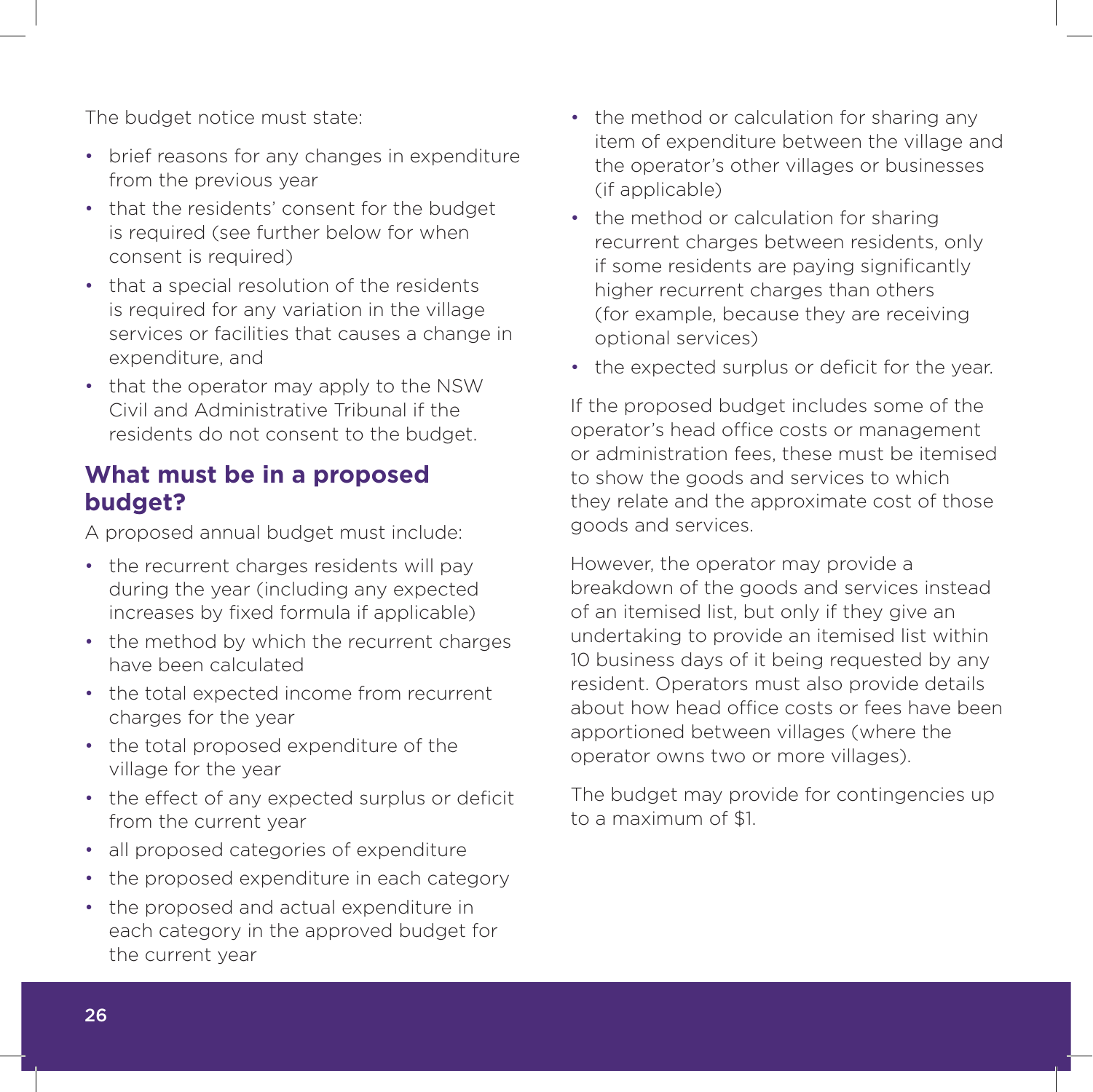The budget notice must state:

- brief reasons for any changes in expenditure from the previous year
- that the residents' consent for the budget is required (see further below for when consent is required)
- that a special resolution of the residents is required for any variation in the village services or facilities that causes a change in expenditure, and
- that the operator may apply to the NSW Civil and Administrative Tribunal if the residents do not consent to the budget.

## What must be in a proposed budget?

A proposed annual budget must include:

- the recurrent charges residents will pay during the year (including any expected increases by fixed formula if applicable)
- the method by which the recurrent charges have been calculated
- the total expected income from recurrent charges for the year
- the total proposed expenditure of the village for the year
- the effect of any expected surplus or deficit from the current year
- all proposed categories of expenditure
- the proposed expenditure in each category
- the proposed and actual expenditure in each category in the approved budget for the current year
- the method or calculation for sharing any item of expenditure between the village and the operator's other villages or businesses (if applicable)
- the method or calculation for sharing recurrent charges between residents, only if some residents are paying significantly higher recurrent charges than others (for example, because they are receiving optional services)
- the expected surplus or deficit for the year.

If the proposed budget includes some of the operator's head office costs or management or administration fees, these must be itemised to show the goods and services to which they relate and the approximate cost of those goods and services.

However, the operator may provide a breakdown of the goods and services instead of an itemised list, but only if they give an undertaking to provide an itemised list within 10 business days of it being requested by any resident. Operators must also provide details about how head office costs or fees have been apportioned between villages (where the operator owns two or more villages).

The budget may provide for contingencies up to a maximum of $1.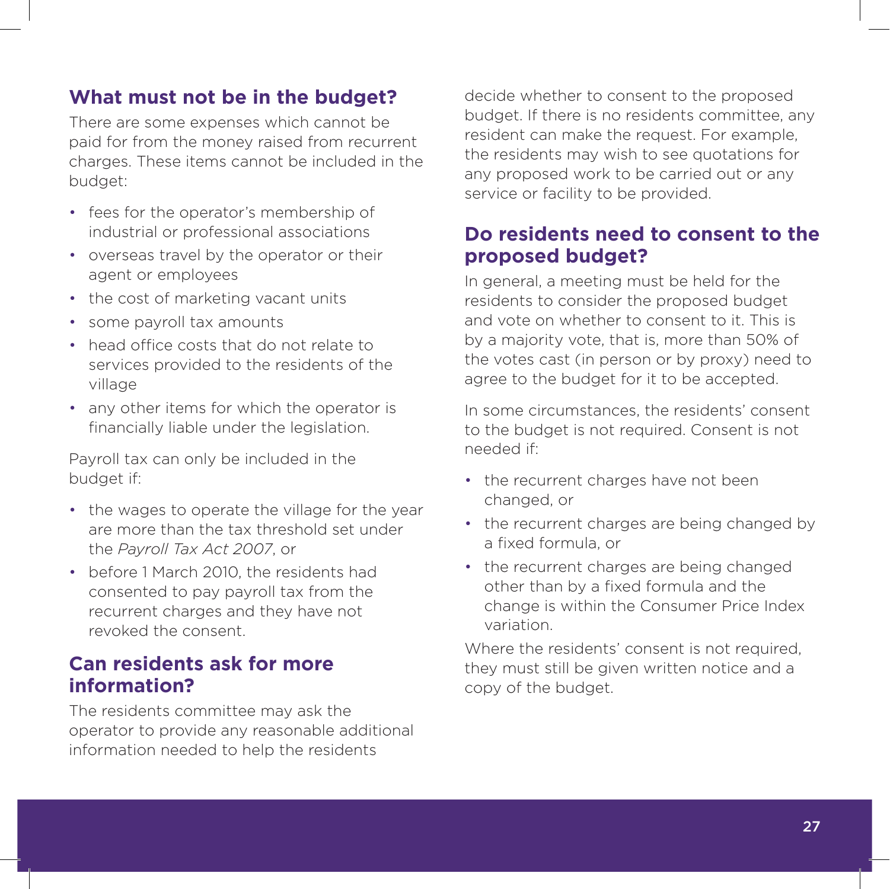## What must not be in the budget?

There are some expenses which cannot be paid for from the money raised from recurrent charges. These items cannot be included in the budget:

- fees for the operator's membership of industrial or professional associations
- overseas travel by the operator or their agent or employees
- the cost of marketing vacant units
- some payroll tax amounts
- head office costs that do not relate to services provided to the residents of the village
- any other items for which the operator is financially liable under the legislation.

Payroll tax can only be included in the budget if:

- the wages to operate the village for the year are more than the tax threshold set under the *Payroll Tax Act 2007*, or
- before 1 March 2010, the residents had consented to pay payroll tax from the recurrent charges and they have not revoked the consent.

## Can residents ask for more information?

The residents committee may ask the operator to provide any reasonable additional information needed to help the residents decide whether to consent to the proposed budget. If there is no residents committee, any resident can make the request. For example, the residents may wish to see quotations for any proposed work to be carried out or any service or facility to be provided.

## Do residents need to consent to the proposed budget?

In general, a meeting must be held for the residents to consider the proposed budget and vote on whether to consent to it. This is by a majority vote, that is, more than 50% of the votes cast (in person or by proxy) need to agree to the budget for it to be accepted.

In some circumstances, the residents' consent to the budget is not required. Consent is not needed if:

- the recurrent charges have not been changed, or
- the recurrent charges are being changed by a fixed formula, or
- the recurrent charges are being changed other than by a fixed formula and the change is within the Consumer Price Index variation.

Where the residents' consent is not required, they must still be given written notice and a copy of the budget.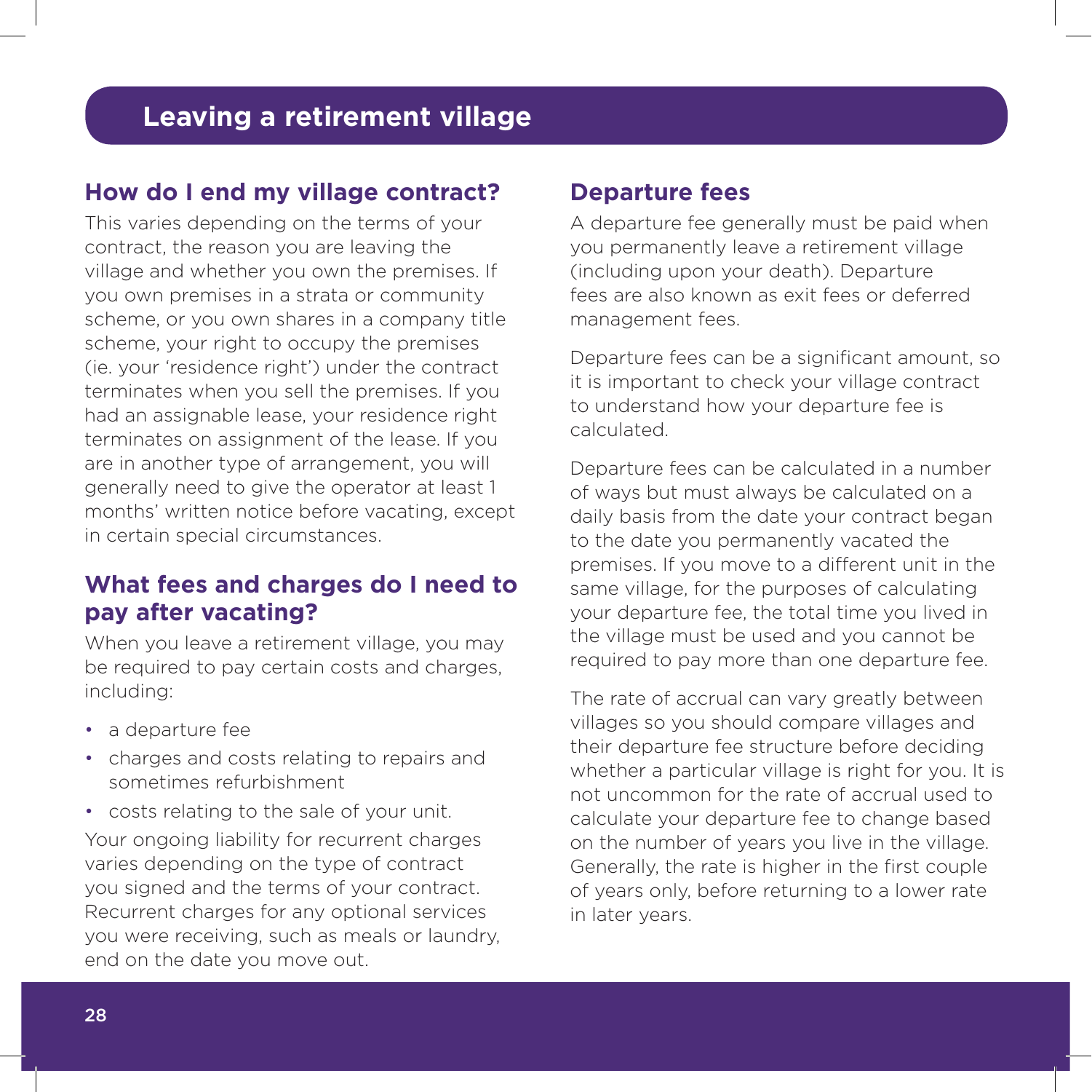# Leaving a retirement village

## How do I end my village contract?

This varies depending on the terms of your contract, the reason you are leaving the village and whether you own the premises. If you own premises in a strata or community scheme, or you own shares in a company title scheme, your right to occupy the premises (ie. your 'residence right') under the contract terminates when you sell the premises. If you had an assignable lease, your residence right terminates on assignment of the lease. If you are in another type of arrangement, you will generally need to give the operator at least 1 months' written notice before vacating, except in certain special circumstances.

## What fees and charges do I need to pay after vacating?

When you leave a retirement village, you may be required to pay certain costs and charges, including:

- a departure fee
- charges and costs relating to repairs and sometimes refurbishment
- costs relating to the sale of your unit.

Your ongoing liability for recurrent charges varies depending on the type of contract you signed and the terms of your contract. Recurrent charges for any optional services you were receiving, such as meals or laundry, end on the date you move out.

## Departure fees

A departure fee generally must be paid when you permanently leave a retirement village (including upon your death). Departure fees are also known as exit fees or deferred management fees.

Departure fees can be a significant amount, so it is important to check your village contract to understand how your departure fee is calculated.

Departure fees can be calculated in a number of ways but must always be calculated on a daily basis from the date your contract began to the date you permanently vacated the premises. If you move to a different unit in the same village, for the purposes of calculating your departure fee, the total time you lived in the village must be used and you cannot be required to pay more than one departure fee.

The rate of accrual can vary greatly between villages so you should compare villages and their departure fee structure before deciding whether a particular village is right for you. It is not uncommon for the rate of accrual used to calculate your departure fee to change based on the number of years you live in the village. Generally, the rate is higher in the first couple of years only, before returning to a lower rate in later years.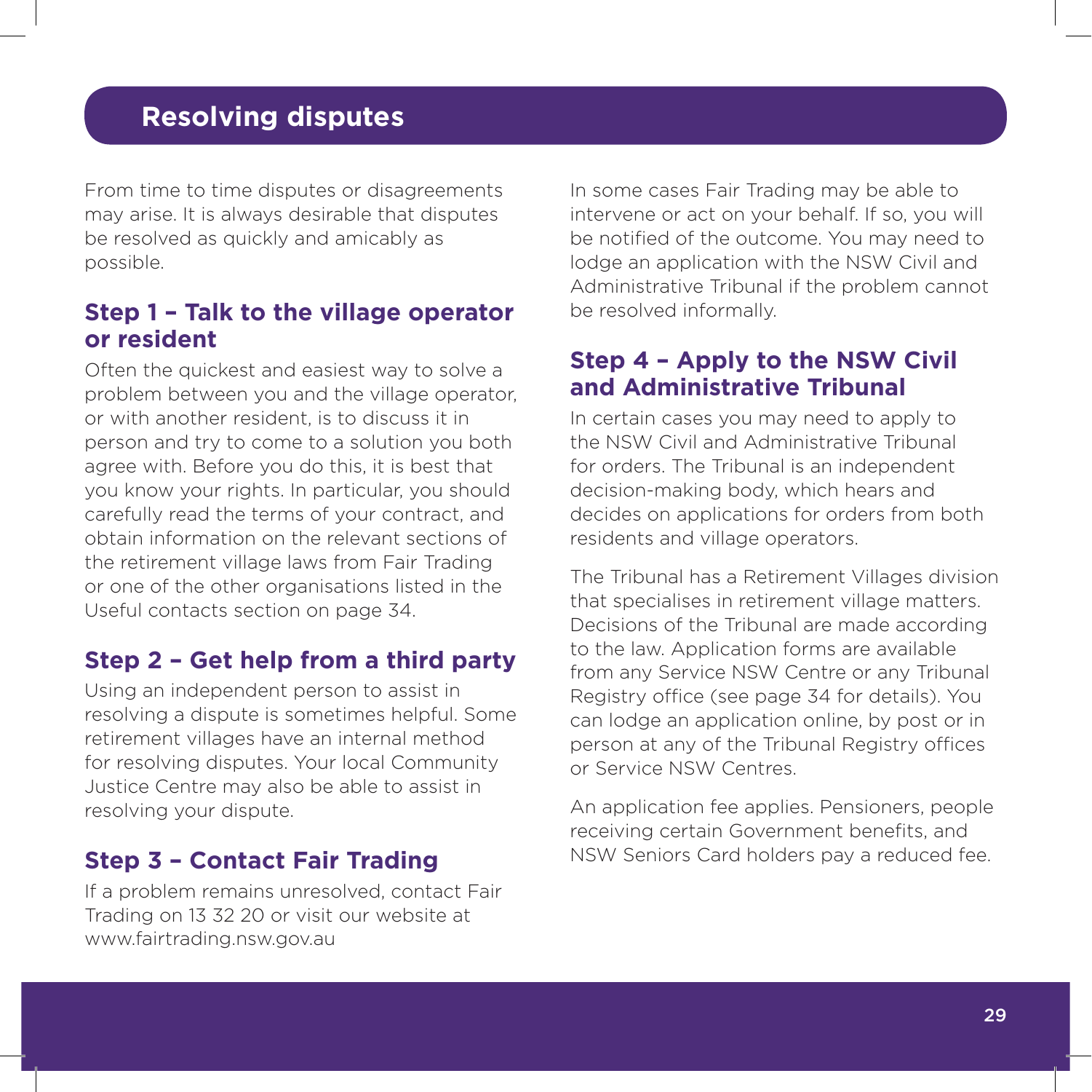## Resolving disputes

From time to time disputes or disagreements may arise. It is always desirable that disputes be resolved as quickly and amicably as possible.

### Step 1 – Talk to the village operator or resident

Often the quickest and easiest way to solve a problem between you and the village operator, or with another resident, is to discuss it in person and try to come to a solution you both agree with. Before you do this, it is best that you know your rights. In particular, you should carefully read the terms of your contract, and obtain information on the relevant sections of the retirement village laws from Fair Trading or one of the other organisations listed in the Useful contacts section on page 34.

### Step 2 – Get help from a third party

Using an independent person to assist in resolving a dispute is sometimes helpful. Some retirement villages have an internal method for resolving disputes. Your local Community Justice Centre may also be able to assist in resolving your dispute.

### Step 3 – Contact Fair Trading

If a problem remains unresolved, contact Fair Trading on 13 32 20 or visit our website at www.fairtrading.nsw.gov.au

In some cases Fair Trading may be able to intervene or act on your behalf. If so, you will be notified of the outcome. You may need to lodge an application with the NSW Civil and Administrative Tribunal if the problem cannot be resolved informally.

### Step 4 – Apply to the NSW Civil and Administrative Tribunal

In certain cases you may need to apply to the NSW Civil and Administrative Tribunal for orders. The Tribunal is an independent decision-making body, which hears and decides on applications for orders from both residents and village operators.

The Tribunal has a Retirement Villages division that specialises in retirement village matters. Decisions of the Tribunal are made according to the law. Application forms are available from any Service NSW Centre or any Tribunal Registry office (see page 34 for details). You can lodge an application online, by post or in person at any of the Tribunal Registry offices or Service NSW Centres.

An application fee applies. Pensioners, people receiving certain Government benefits, and NSW Seniors Card holders pay a reduced fee.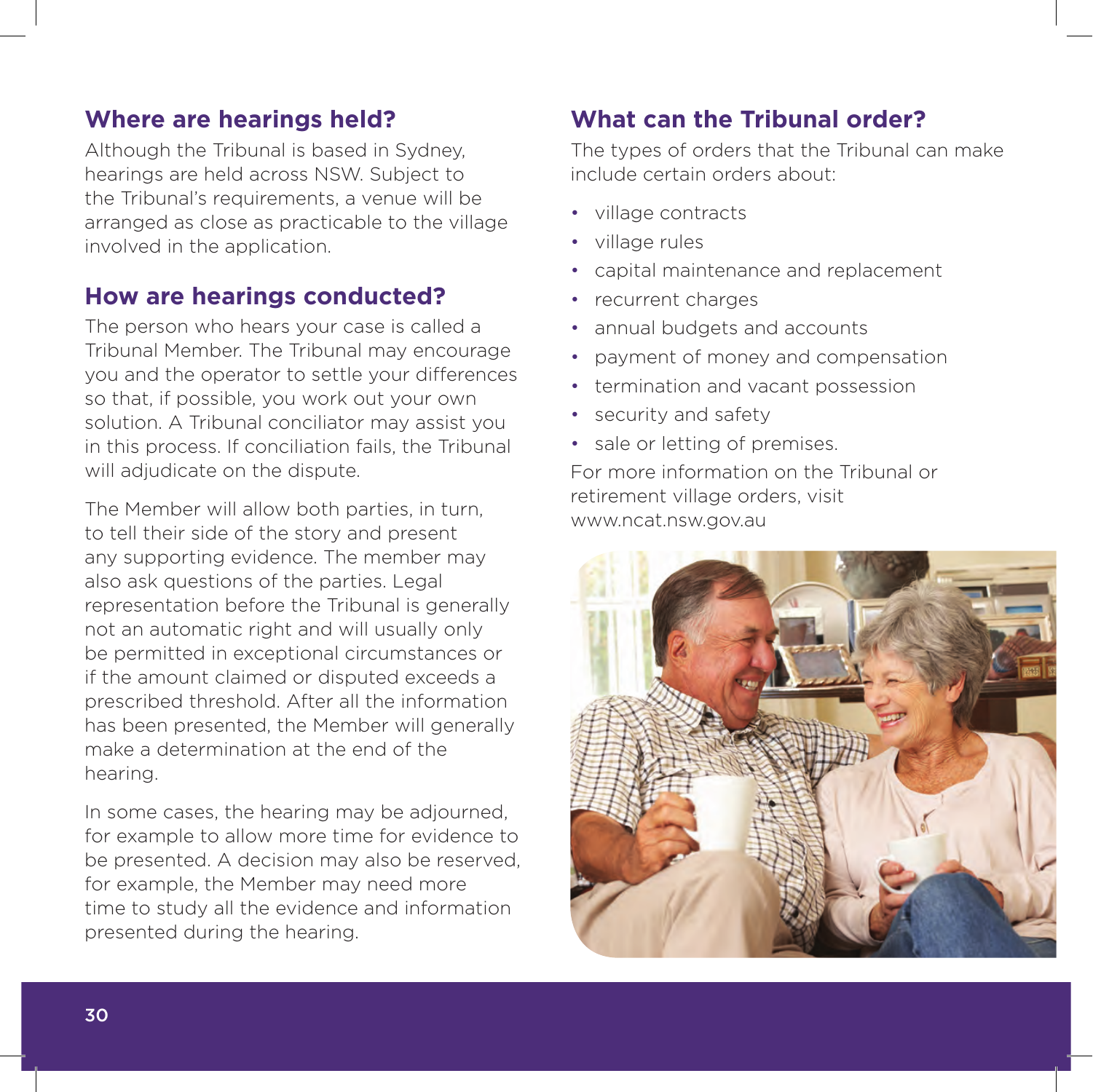## Where are hearings held?

Although the Tribunal is based in Sydney, hearings are held across NSW. Subject to the Tribunal's requirements, a venue will be arranged as close as practicable to the village involved in the application.

## How are hearings conducted?

The person who hears your case is called a Tribunal Member. The Tribunal may encourage you and the operator to settle your differences so that, if possible, you work out your own solution. A Tribunal conciliator may assist you in this process. If conciliation fails, the Tribunal will adjudicate on the dispute.

The Member will allow both parties, in turn, to tell their side of the story and present any supporting evidence. The member may also ask questions of the parties. Legal representation before the Tribunal is generally not an automatic right and will usually only be permitted in exceptional circumstances or if the amount claimed or disputed exceeds a prescribed threshold. After all the information has been presented, the Member will generally make a determination at the end of the hearing.

In some cases, the hearing may be adjourned, for example to allow more time for evidence to be presented. A decision may also be reserved, for example, the Member may need more time to study all the evidence and information presented during the hearing.

## What can the Tribunal order?

The types of orders that the Tribunal can make include certain orders about:

- village contracts
- village rules
- capital maintenance and replacement
- recurrent charges
- annual budgets and accounts
- payment of money and compensation
- termination and vacant possession
- security and safety
- sale or letting of premises.

For more information on the Tribunal or retirement village orders, visit www.ncat.nsw.gov.au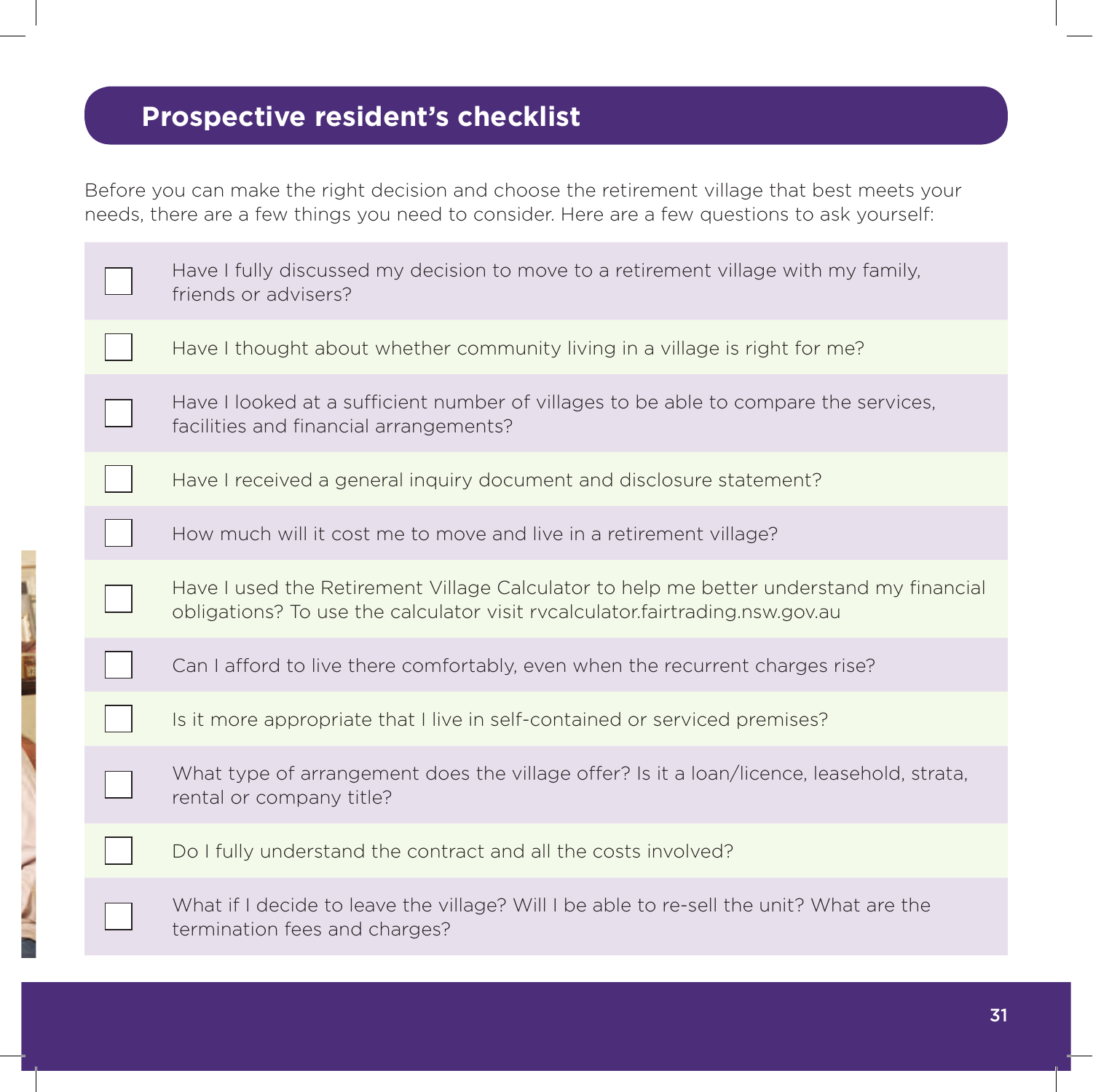## Prospective resident's checklist

Before you can make the right decision and choose the retirement village that best meets your needs, there are a few things you need to consider. Here are a few questions to ask yourself:

- [ ] Have I fully discussed my decision to move to a retirement village with my family, friends or advisers?
- [ ] Have I thought about whether community living in a village is right for me?
- [ ] Have I looked at a sufficient number of villages to be able to compare the services, facilities and financial arrangements?
- [ ] Have I received a general inquiry document and disclosure statement?
- [ ] How much will it cost me to move and live in a retirement village?
- [ ] Have I used the Retirement Village Calculator to help me better understand my financial obligations? To use the calculator visit rvcalculator.fairtrading.nsw.gov.au
- [ ] Can I afford to live there comfortably, even when the recurrent charges rise?
- [ ] Is it more appropriate that I live in self-contained or serviced premises?
- [ ] What type of arrangement does the village offer? Is it a loan/licence, leasehold, strata, rental or company title?
- [ ] Do I fully understand the contract and all the costs involved?
- [ ] What if I decide to leave the village? Will I be able to re-sell the unit? What are the termination fees and charges?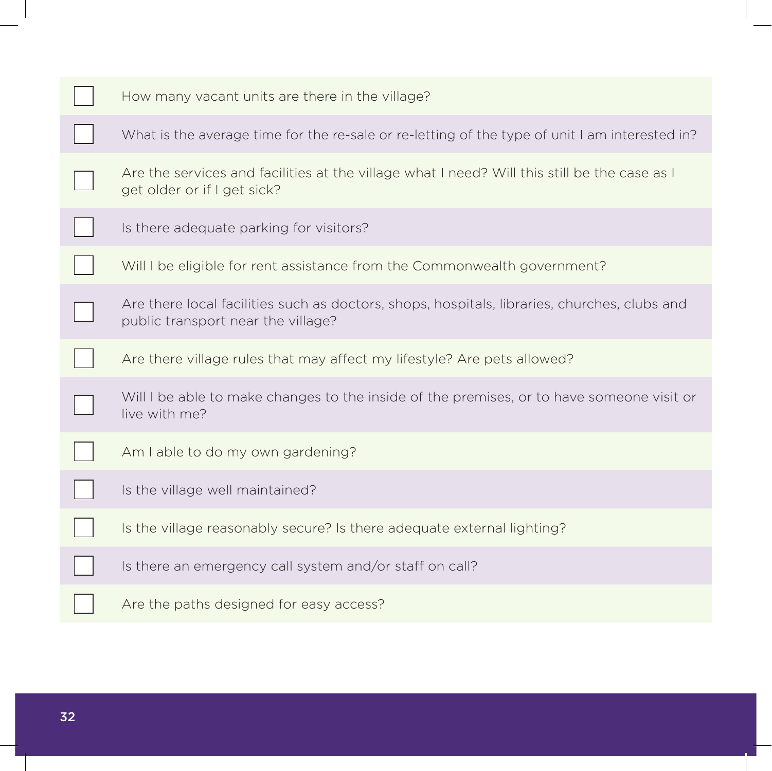- [ ] How many vacant units are there in the village?
- [ ] What is the average time for the re-sale or re-letting of the type of unit I am interested in?
- [ ] Are the services and facilities at the village what I need? Will this still be the case as I get older or if I get sick?
- [ ] Is there adequate parking for visitors?
- [ ] Will I be eligible for rent assistance from the Commonwealth government?
- [ ] Are there local facilities such as doctors, shops, hospitals, libraries, churches, clubs and public transport near the village?
- [ ] Are there village rules that may affect my lifestyle? Are pets allowed?
- [ ] Will I be able to make changes to the inside of the premises, or to have someone visit or live with me?
- [ ] Am I able to do my own gardening?
- [ ] Is the village well maintained?
- [ ] Is the village reasonably secure? Is there adequate external lighting?
- [ ] Is there an emergency call system and/or staff on call?
- [ ] Are the paths designed for easy access?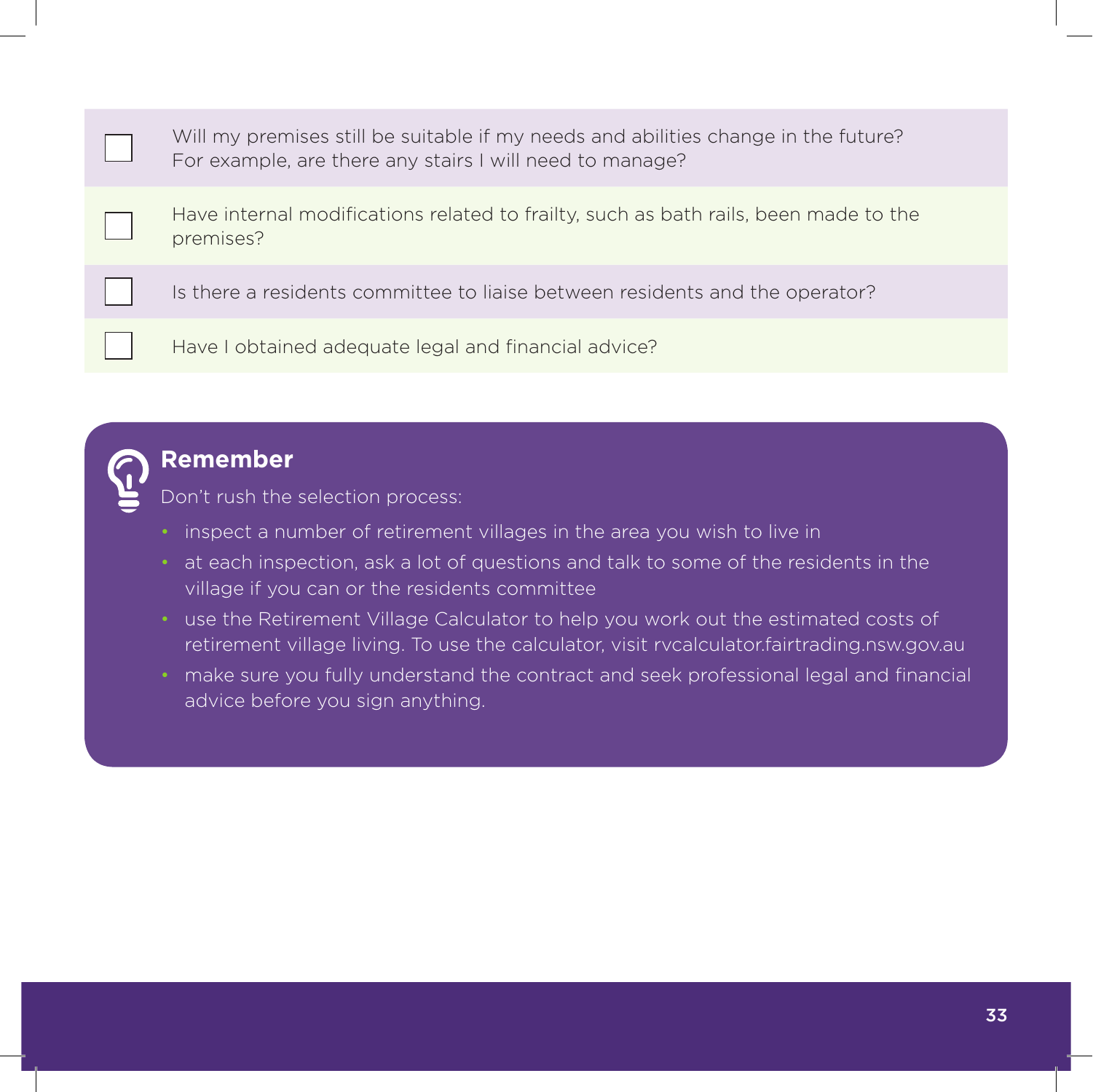- [ ] Will my premises still be suitable if my needs and abilities change in the future? For example, are there any stairs I will need to manage?
- [ ] Have internal modifications related to frailty, such as bath rails, been made to the premises?
- [ ] Is there a residents committee to liaise between residents and the operator?
- [ ] Have I obtained adequate legal and financial advice?

### Remember

Don't rush the selection process:

- inspect a number of retirement villages in the area you wish to live in
- at each inspection, ask a lot of questions and talk to some of the residents in the village if you can or the residents committee
- use the Retirement Village Calculator to help you work out the estimated costs of retirement village living. To use the calculator, visit rvcalculator.fairtrading.nsw.gov.au
- make sure you fully understand the contract and seek professional legal and financial advice before you sign anything.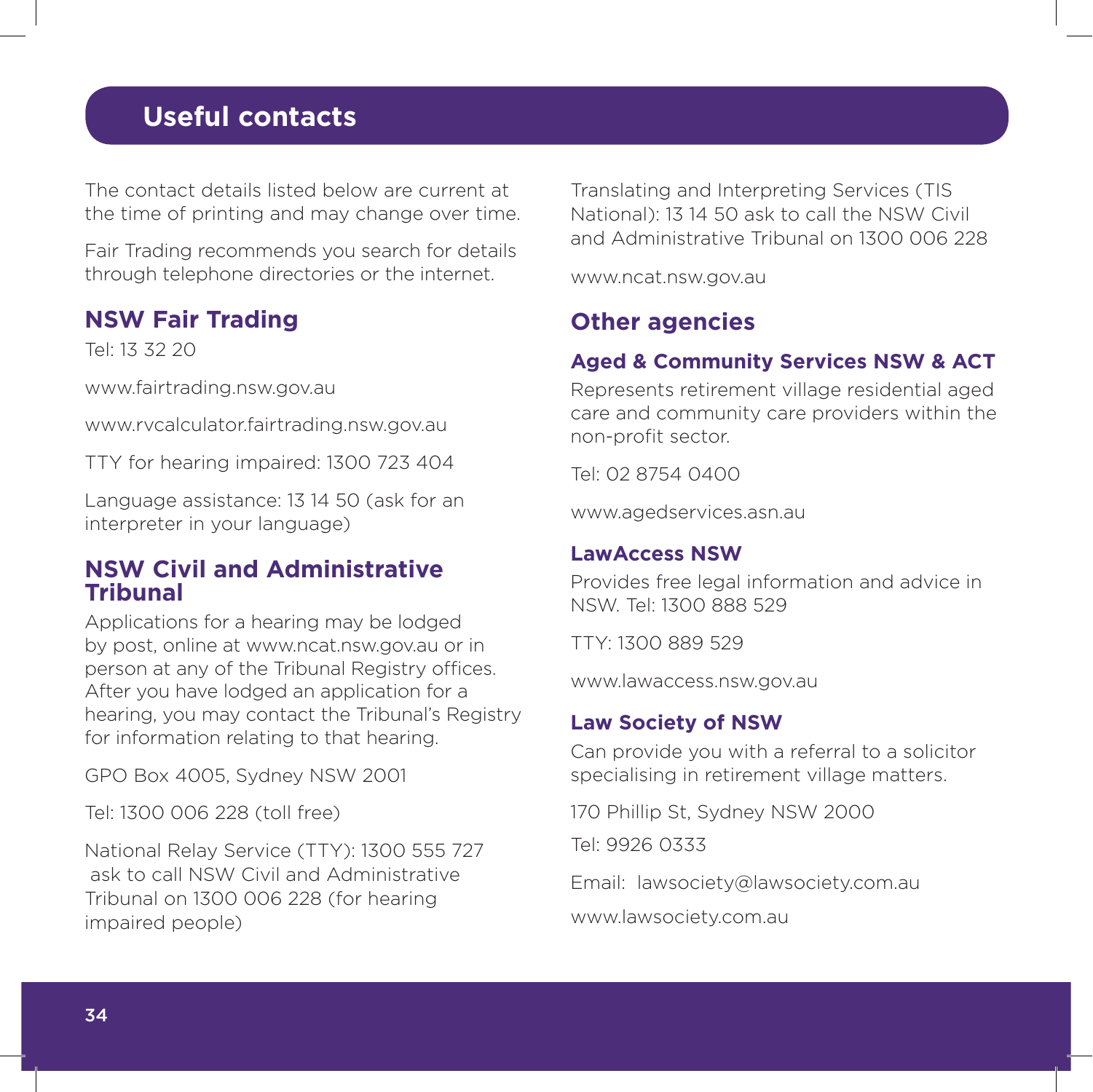# Useful contacts

The contact details listed below are current at the time of printing and may change over time.

Fair Trading recommends you search for details through telephone directories or the internet.

## NSW Fair Trading

Tel: 13 32 20

www.fairtrading.nsw.gov.au

www.rvcalculator.fairtrading.nsw.gov.au

TTY for hearing impaired: 1300 723 404

Language assistance: 13 14 50 (ask for an interpreter in your language)

## NSW Civil and Administrative Tribunal

Applications for a hearing may be lodged by post, online at www.ncat.nsw.gov.au or in person at any of the Tribunal Registry offices. After you have lodged an application for a hearing, you may contact the Tribunal's Registry for information relating to that hearing.

GPO Box 4005, Sydney NSW 2001

Tel: 1300 006 228 (toll free)

National Relay Service (TTY): 1300 555 727 ask to call NSW Civil and Administrative Tribunal on 1300 006 228 (for hearing impaired people)

Translating and Interpreting Services (TIS National): 13 14 50 ask to call the NSW Civil and Administrative Tribunal on 1300 006 228

www.ncat.nsw.gov.au

## Other agencies

### Aged & Community Services NSW & ACT

Represents retirement village residential aged care and community care providers within the non-profit sector.

Tel: 02 8754 0400

www.agedservices.asn.au

### LawAccess NSW

Provides free legal information and advice in NSW. Tel: 1300 888 529

TTY: 1300 889 529

www.lawaccess.nsw.gov.au

### Law Society of NSW

Can provide you with a referral to a solicitor specialising in retirement village matters.

170 Phillip St, Sydney NSW 2000

Tel: 9926 0333

Email: lawsociety@lawsociety.com.au

www.lawsociety.com.au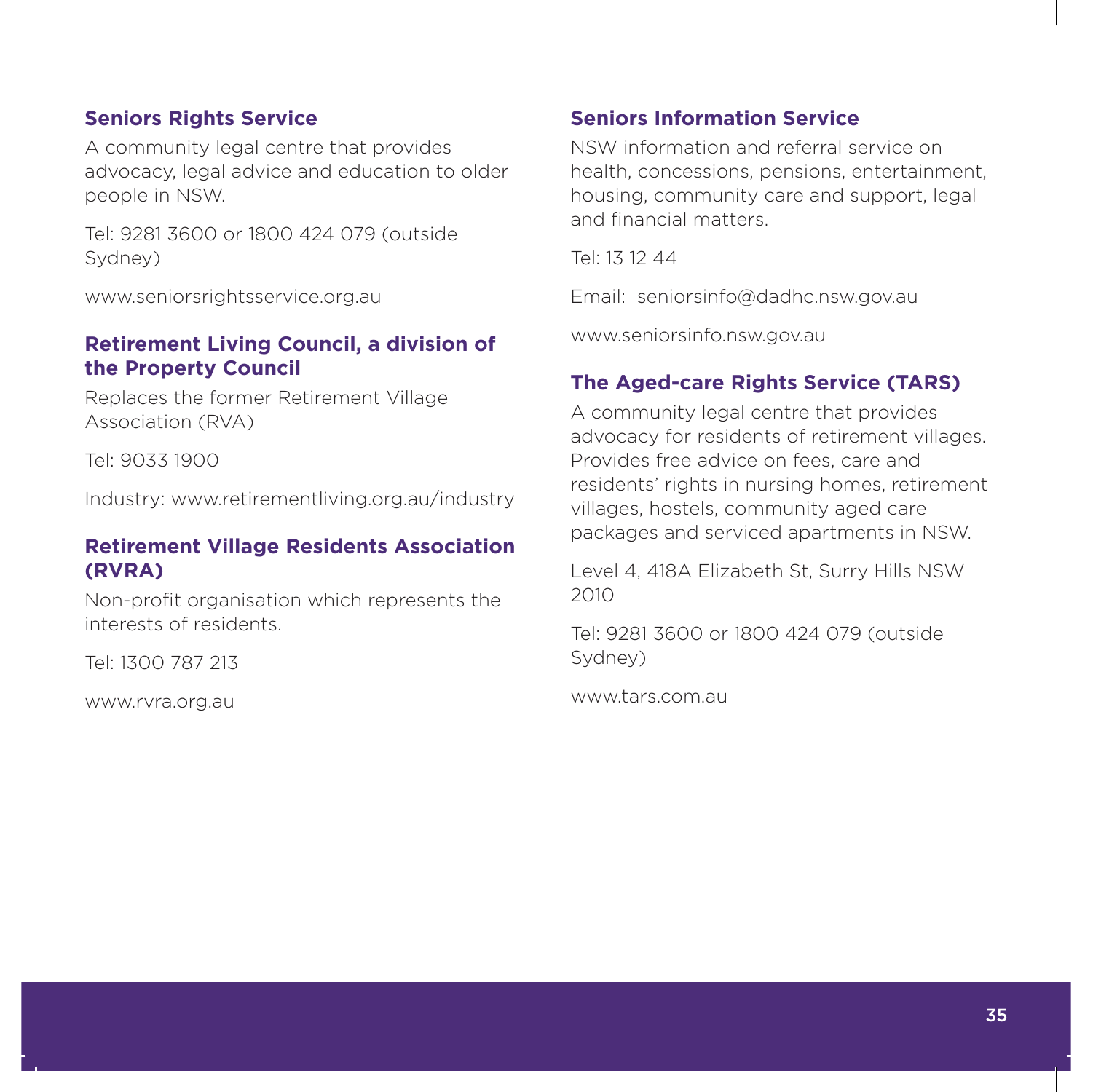### Seniors Rights Service

A community legal centre that provides advocacy, legal advice and education to older people in NSW.

Tel: 9281 3600 or 1800 424 079 (outside Sydney)

www.seniorsrightsservice.org.au

### Retirement Living Council, a division of the Property Council

Replaces the former Retirement Village Association (RVA)

Tel: 9033 1900

Industry: www.retirementliving.org.au/industry

### Retirement Village Residents Association (RVRA)

Non-profit organisation which represents the interests of residents.

Tel: 1300 787 213

www.rvra.org.au

### Seniors Information Service

NSW information and referral service on health, concessions, pensions, entertainment, housing, community care and support, legal and financial matters.

Tel: 13 12 44

Email: seniorsinfo@dadhc.nsw.gov.au

www.seniorsinfo.nsw.gov.au

### The Aged-care Rights Service (TARS)

A community legal centre that provides advocacy for residents of retirement villages. Provides free advice on fees, care and residents' rights in nursing homes, retirement villages, hostels, community aged care packages and serviced apartments in NSW.

Level 4, 418A Elizabeth St, Surry Hills NSW 2010

Tel: 9281 3600 or 1800 424 079 (outside Sydney)

www.tars.com.au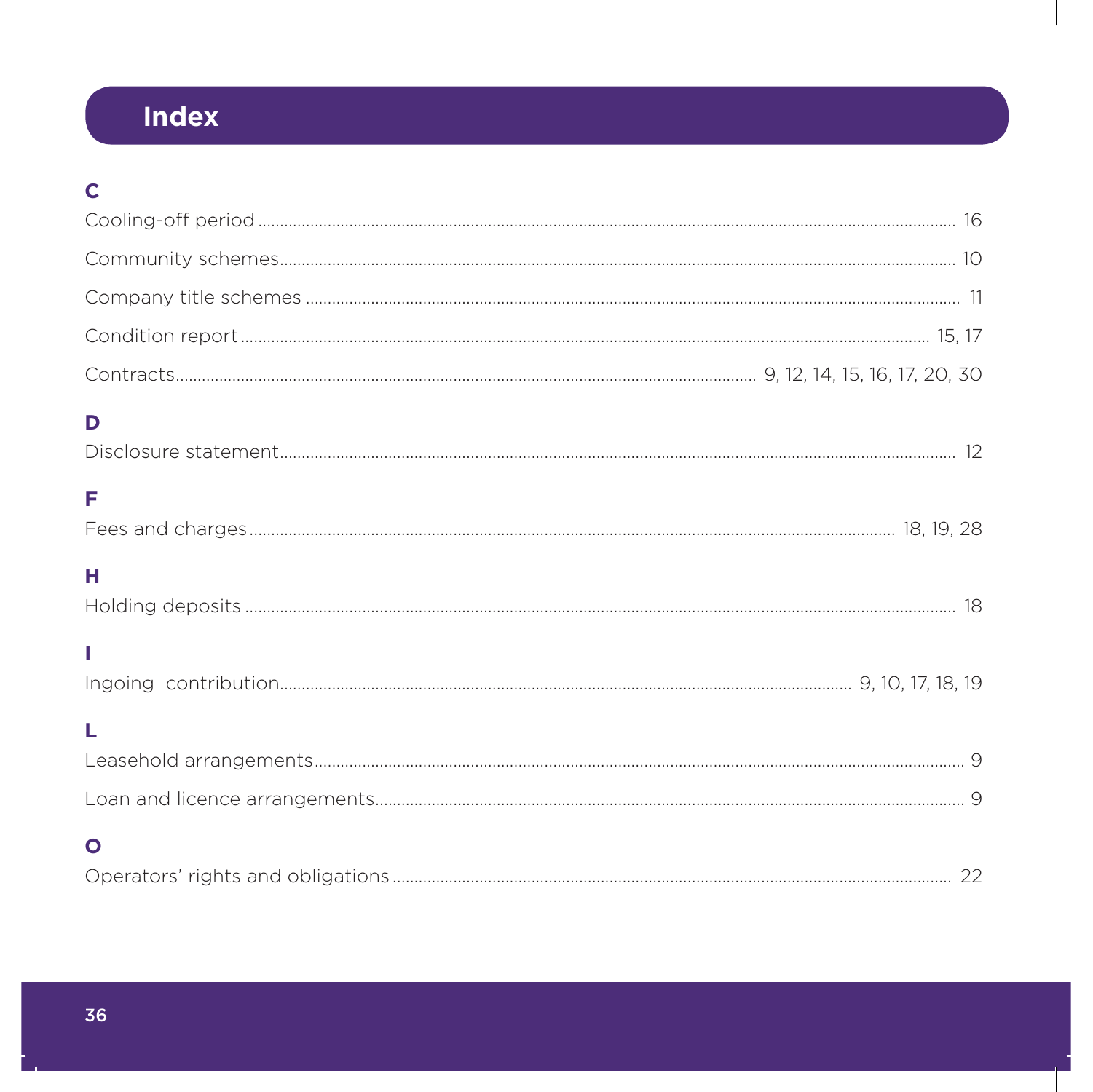# Index

## C

Cooling-off period ........ 16

Community schemes ........ 10

Company title schemes ........ 11

Condition report ........ 15, 17

Contracts ........ 9, 12, 14, 15, 16, 17, 20, 30

## D

Disclosure statement ........ 12

## F

Fees and charges ........ 18, 19, 28

## H

Holding deposits ........ 18

## I

Ingoing contribution ........ 9, 10, 17, 18, 19

## L

Leasehold arrangements ........ 9

Loan and licence arrangements ........ 9

## O

Operators' rights and obligations ........ 22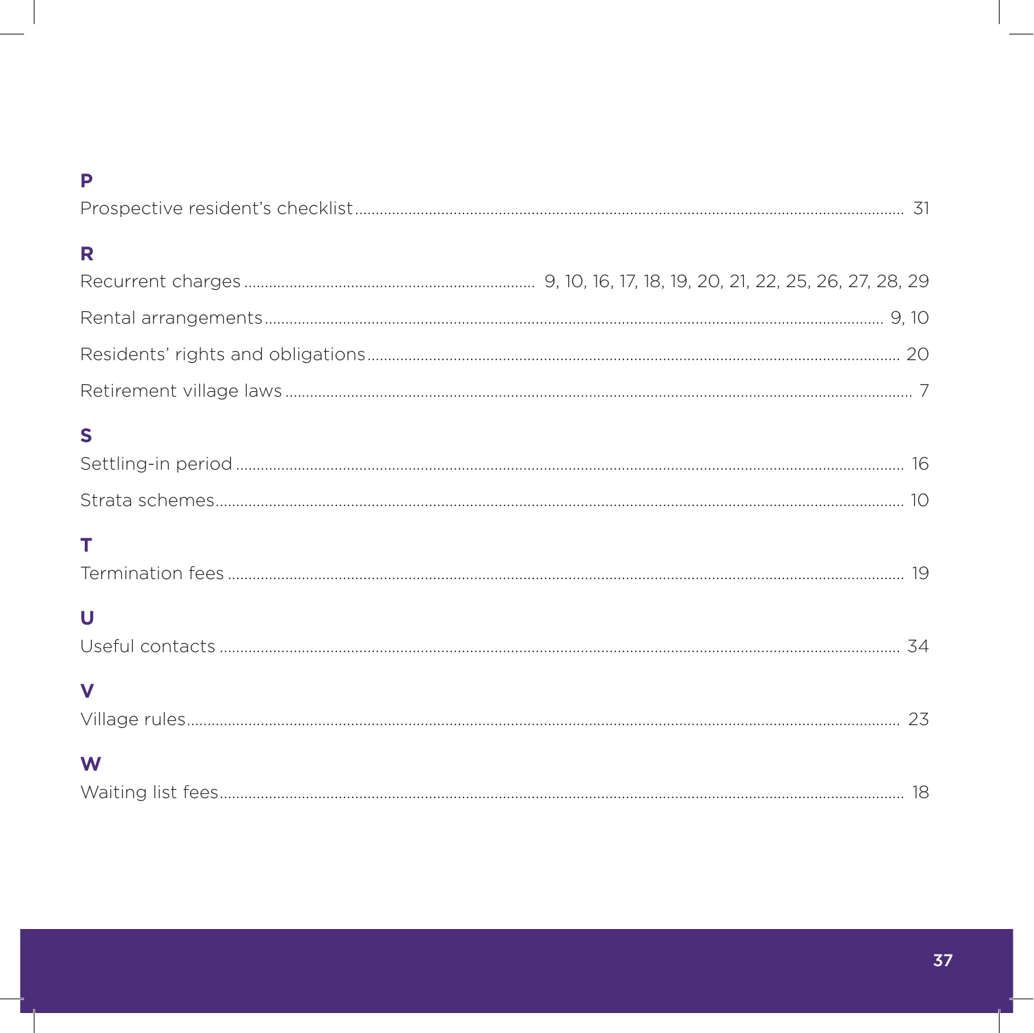**P**

Prospective resident's checklist ........ 31

**R**

Recurrent charges ........ 9, 10, 16, 17, 18, 19, 20, 21, 22, 25, 26, 27, 28, 29

Rental arrangements ........ 9, 10

Residents' rights and obligations ........ 20

Retirement village laws ........ 7

**S**

Settling-in period ........ 16

Strata schemes ........ 10

**T**

Termination fees ........ 19

**U**

Useful contacts ........ 34

**V**

Village rules ........ 23

**W**

Waiting list fees ........ 18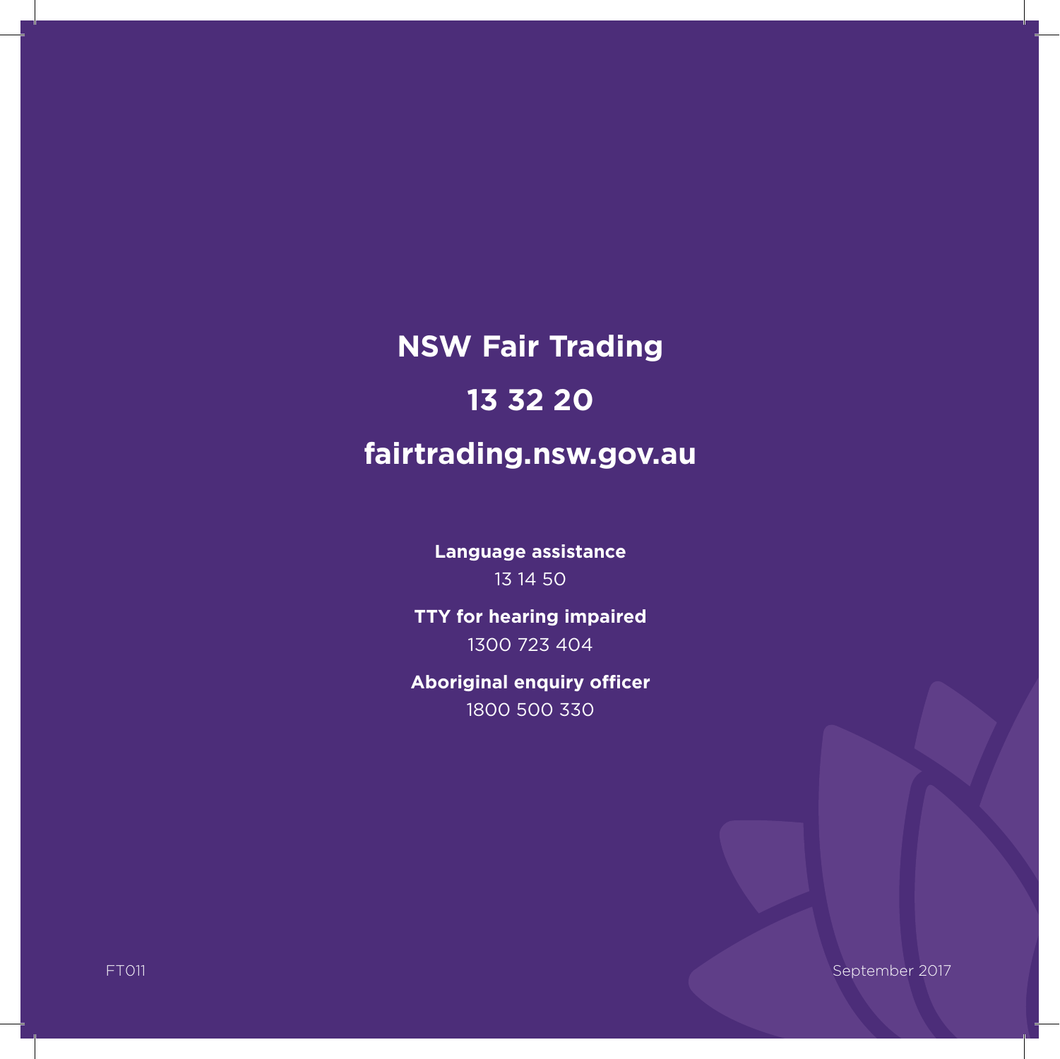**NSW Fair Trading**

**13 32 20**

**fairtrading.nsw.gov.au**

**Language assistance**
13 14 50

**TTY for hearing impaired**
1300 723 404

**Aboriginal enquiry officer**
1800 500 330

FT011

September 2017